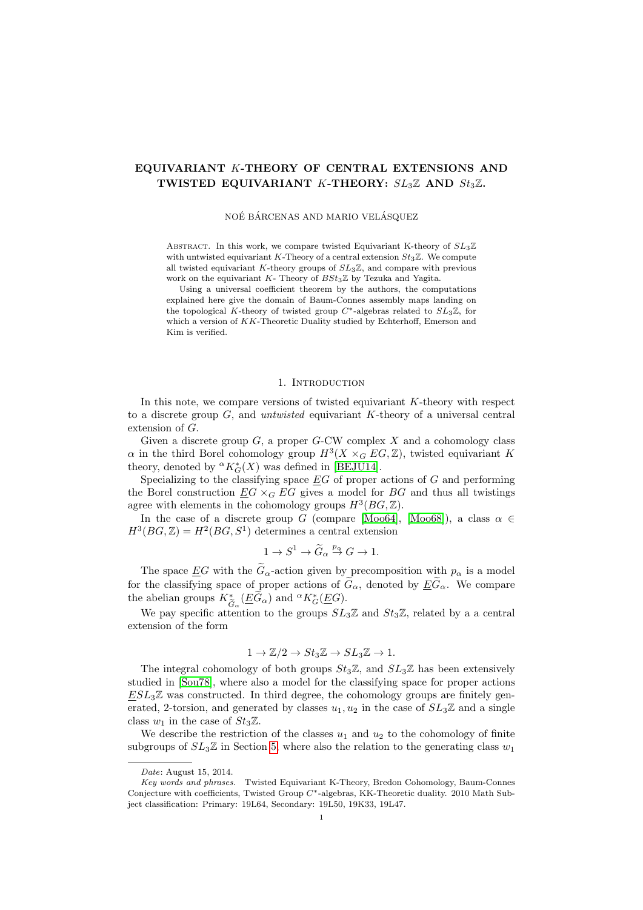# EQUIVARIANT $K$-THEORY OF CENTRAL EXTENSIONS AND TWISTED EQUIVARIANT $K$-THEORY: $SL_3\mathbb{Z}$ AND $St_3\mathbb{Z}$.

NOÉ BÁRCENAS AND MARIO VELÁSQUEZ

Abstract. In this work, we compare twisted Equivariant K-theory of $SL_3\mathbb{Z}$ with untwisted equivariant $K$-Theory of a central extension $St_3\mathbb{Z}$. We compute all twisted equivariant $K$-theory groups of $SL_3\mathbb{Z}$, and compare with previous work on the equivariant $K$- Theory of $BSt_3\mathbb{Z}$ by Tezuka and Yagita.

Using a universal coefficient theorem by the authors, the computations explained here give the domain of Baum-Connes assembly maps landing on the topological $K$-theory of twisted group $C^*$-algebras related to $SL_3\mathbb{Z}$, for which a version of $KK$-Theoretic Duality studied by Echterhoff, Emerson and Kim is verified.

## 1. Introduction

In this note, we compare versions of twisted equivariant $K$-theory with respect to a discrete group $G$, and *untwisted* equivariant $K$-theory of a universal central extension of $G$.

Given a discrete group $G$, a proper $G$-CW complex $X$ and a cohomology class $\alpha$ in the third Borel cohomology group $H^3(X \times_G EG, \mathbb{Z})$, twisted equivariant $K$ theory, denoted by ${}^{\alpha}K^*_G(X)$ was defined in [BEJU14].

Specializing to the classifying space $\underline{E}G$ of proper actions of $G$ and performing the Borel construction $\underline{E}G \times_G EG$ gives a model for $BG$ and thus all twistings agree with elements in the cohomology groups $H^3(BG, \mathbb{Z})$.

In the case of a discrete group $G$ (compare [Moo64], [Moo68]), a class $\alpha \in H^3(BG, \mathbb{Z}) = H^2(BG, S^1)$ determines a central extension

$$1 \to S^1 \to \widetilde{G}_\alpha \overset{p_\alpha}{\to} G \to 1.$$

The space $\underline{E}G$ with the $\widetilde{G}_\alpha$-action given by precomposition with $p_\alpha$ is a model for the classifying space of proper actions of $\widetilde{G}_\alpha$, denoted by $\underline{E}\widetilde{G}_\alpha$. We compare the abelian groups $K^*_{\widetilde{G}_\alpha}(\underline{E}\widetilde{G}_\alpha)$ and ${}^{\alpha}K^*_G(\underline{E}G)$.

We pay specific attention to the groups $SL_3\mathbb{Z}$ and $St_3\mathbb{Z}$, related by a a central extension of the form

$$1 \to \mathbb{Z}/2 \to St_3\mathbb{Z} \to SL_3\mathbb{Z} \to 1.$$

The integral cohomology of both groups $St_3\mathbb{Z}$, and $SL_3\mathbb{Z}$ has been extensively studied in [Sou78], where also a model for the classifying space for proper actions $\underline{E}SL_3\mathbb{Z}$ was constructed. In third degree, the cohomology groups are finitely generated, 2-torsion, and generated by classes $u_1, u_2$ in the case of $SL_3\mathbb{Z}$ and a single class $w_1$ in the case of $St_3\mathbb{Z}$.

We describe the restriction of the classes $u_1$ and $u_2$ to the cohomology of finite subgroups of $SL_3\mathbb{Z}$ in Section 5, where also the relation to the generating class $w_1$

---

*Date*: August 15, 2014.

*Key words and phrases.* Twisted Equivariant K-Theory, Bredon Cohomology, Baum-Connes Conjecture with coefficients, Twisted Group $C^*$-algebras, KK-Theoretic duality. 2010 Math Subject classification: Primary: 19L64, Secondary: 19L50, 19K33, 19L47.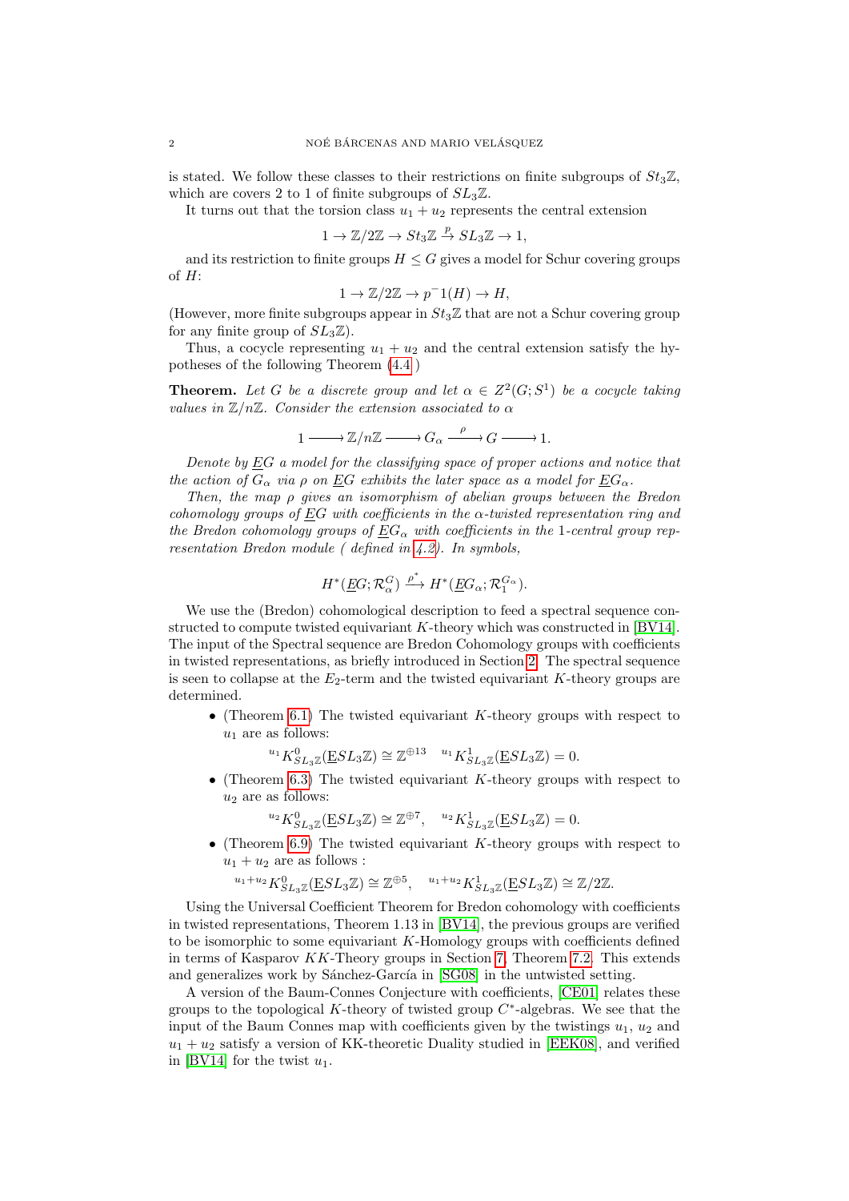is stated. We follow these classes to their restrictions on finite subgroups of $St_3\mathbb{Z}$, which are covers 2 to 1 of finite subgroups of $SL_3\mathbb{Z}$.

It turns out that the torsion class $u_1 + u_2$ represents the central extension

$$1 \to \mathbb{Z}/2\mathbb{Z} \to St_3\mathbb{Z} \xrightarrow{p} SL_3\mathbb{Z} \to 1,$$

and its restriction to finite groups $H \leq G$ gives a model for Schur covering groups of $H$:

$$1 \to \mathbb{Z}/2\mathbb{Z} \to p^-1(H) \to H,$$

(However, more finite subgroups appear in $St_3\mathbb{Z}$ that are not a Schur covering group for any finite group of $SL_3\mathbb{Z}$).

Thus, a cocycle representing $u_1 + u_2$ and the central extension satisfy the hypotheses of the following Theorem (4.4 )

**Theorem.** *Let $G$ be a discrete group and let $\alpha \in Z^2(G; S^1)$ be a cocycle taking values in $\mathbb{Z}/n\mathbb{Z}$. Consider the extension associated to $\alpha$*

$$1 \longrightarrow \mathbb{Z}/n\mathbb{Z} \longrightarrow G_\alpha \xrightarrow{\ \rho\ } G \longrightarrow 1.$$

*Denote by $\underline{E}G$ a model for the classifying space of proper actions and notice that the action of $G_\alpha$ via $\rho$ on $\underline{E}G$ exhibits the later space as a model for $\underline{E}G_\alpha$.*

*Then, the map $\rho$ gives an isomorphism of abelian groups between the Bredon cohomology groups of $\underline{E}G$ with coefficients in the $\alpha$-twisted representation ring and the Bredon cohomology groups of $\underline{E}G_\alpha$ with coefficients in the 1-central group representation Bredon module ( defined in 4.2). In symbols,*

$$H^*(\underline{E}G; \mathcal{R}^G_\alpha) \xrightarrow{\rho^*} H^*(\underline{E}G_\alpha; \mathcal{R}^{G_\alpha}_1).$$

We use the (Bredon) cohomological description to feed a spectral sequence constructed to compute twisted equivariant $K$-theory which was constructed in [BV14]. The input of the Spectral sequence are Bredon Cohomology groups with coefficients in twisted representations, as briefly introduced in Section 2. The spectral sequence is seen to collapse at the $E_2$-term and the twisted equivariant $K$-theory groups are determined.

- (Theorem 6.1) The twisted equivariant $K$-theory groups with respect to $u_1$ are as follows:
$${}^{u_1}K^0_{SL_3\mathbb{Z}}(\underline{E}SL_3\mathbb{Z}) \cong \mathbb{Z}^{\oplus 13} \quad {}^{u_1}K^1_{SL_3\mathbb{Z}}(\underline{E}SL_3\mathbb{Z}) = 0.$$
- (Theorem 6.3) The twisted equivariant $K$-theory groups with respect to $u_2$ are as follows:
$${}^{u_2}K^0_{SL_3\mathbb{Z}}(\underline{E}SL_3\mathbb{Z}) \cong \mathbb{Z}^{\oplus 7}, \quad {}^{u_2}K^1_{SL_3\mathbb{Z}}(\underline{E}SL_3\mathbb{Z}) = 0.$$
- (Theorem 6.9) The twisted equivariant $K$-theory groups with respect to $u_1 + u_2$ are as follows :
$${}^{u_1+u_2}K^0_{SL_3\mathbb{Z}}(\underline{E}SL_3\mathbb{Z}) \cong \mathbb{Z}^{\oplus 5}, \quad {}^{u_1+u_2}K^1_{SL_3\mathbb{Z}}(\underline{E}SL_3\mathbb{Z}) \cong \mathbb{Z}/2\mathbb{Z}.$$

Using the Universal Coefficient Theorem for Bredon cohomology with coefficients in twisted representations, Theorem 1.13 in [BV14], the previous groups are verified to be isomorphic to some equivariant $K$-Homology groups with coefficients defined in terms of Kasparov $KK$-Theory groups in Section 7, Theorem 7.2. This extends and generalizes work by Sánchez-García in [SG08] in the untwisted setting.

A version of the Baum-Connes Conjecture with coefficients, [CE01] relates these groups to the topological $K$-theory of twisted group $C^*$-algebras. We see that the input of the Baum Connes map with coefficients given by the twistings $u_1$, $u_2$ and $u_1 + u_2$ satisfy a version of KK-theoretic Duality studied in [EEK08], and verified in [BV14] for the twist $u_1$.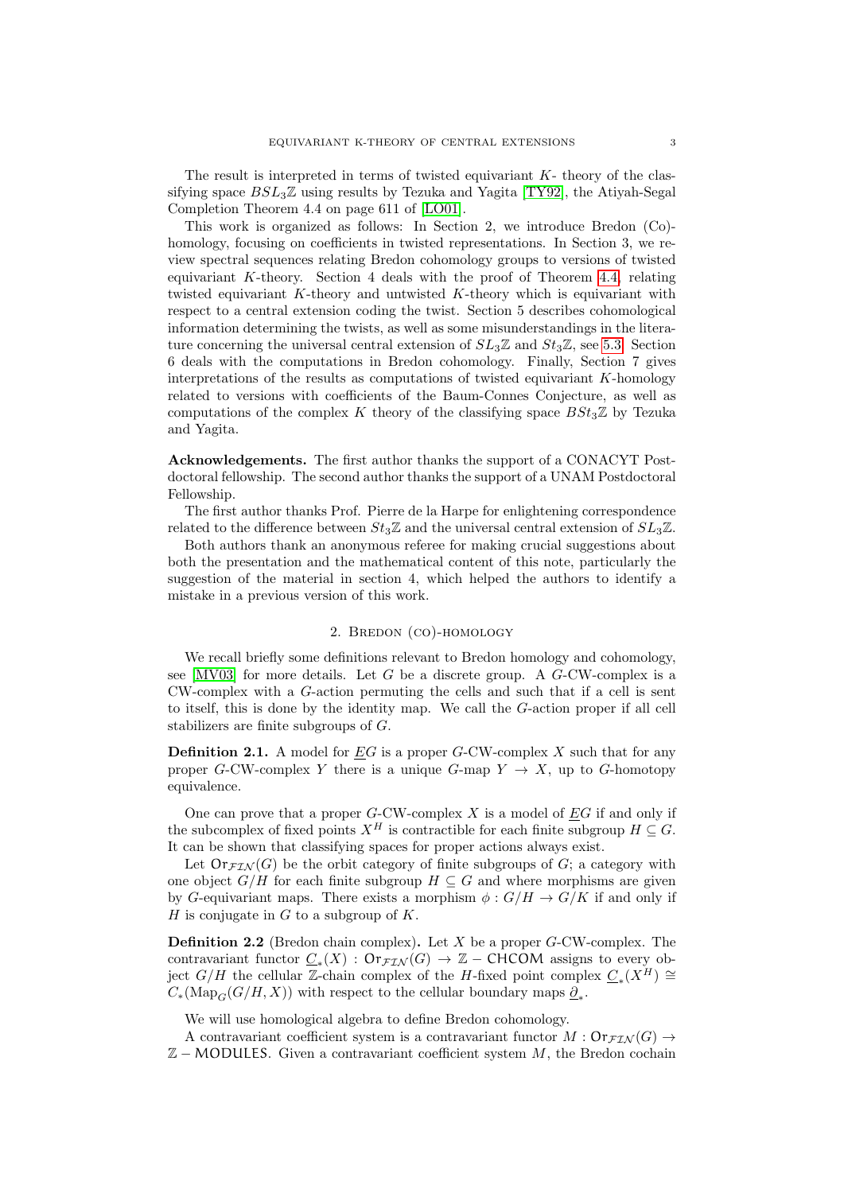The result is interpreted in terms of twisted equivariant $K$- theory of the classifying space $BSL_3\mathbb{Z}$ using results by Tezuka and Yagita [TY92], the Atiyah-Segal Completion Theorem 4.4 on page 611 of [LO01].

This work is organized as follows: In Section 2, we introduce Bredon (Co)-homology, focusing on coefficients in twisted representations. In Section 3, we review spectral sequences relating Bredon cohomology groups to versions of twisted equivariant $K$-theory. Section 4 deals with the proof of Theorem 4.4, relating twisted equivariant $K$-theory and untwisted $K$-theory which is equivariant with respect to a central extension coding the twist. Section 5 describes cohomological information determining the twists, as well as some misunderstandings in the literature concerning the universal central extension of $SL_3\mathbb{Z}$ and $St_3\mathbb{Z}$, see 5.3. Section 6 deals with the computations in Bredon cohomology. Finally, Section 7 gives interpretations of the results as computations of twisted equivariant $K$-homology related to versions with coefficients of the Baum-Connes Conjecture, as well as computations of the complex $K$ theory of the classifying space $BSt_3\mathbb{Z}$ by Tezuka and Yagita.

**Acknowledgements.** The first author thanks the support of a CONACYT Postdoctoral fellowship. The second author thanks the support of a UNAM Postdoctoral Fellowship.

The first author thanks Prof. Pierre de la Harpe for enlightening correspondence related to the difference between $St_3\mathbb{Z}$ and the universal central extension of $SL_3\mathbb{Z}$.

Both authors thank an anonymous referee for making crucial suggestions about both the presentation and the mathematical content of this note, particularly the suggestion of the material in section 4, which helped the authors to identify a mistake in a previous version of this work.

## 2. Bredon (co)-homology

We recall briefly some definitions relevant to Bredon homology and cohomology, see [MV03] for more details. Let $G$ be a discrete group. A $G$-CW-complex is a CW-complex with a $G$-action permuting the cells and such that if a cell is sent to itself, this is done by the identity map. We call the $G$-action proper if all cell stabilizers are finite subgroups of $G$.

**Definition 2.1.** A model for $\underline{E}G$ is a proper $G$-CW-complex $X$ such that for any proper $G$-CW-complex $Y$ there is a unique $G$-map $Y \to X$, up to $G$-homotopy equivalence.

One can prove that a proper $G$-CW-complex $X$ is a model of $\underline{E}G$ if and only if the subcomplex of fixed points $X^H$ is contractible for each finite subgroup $H \subseteq G$. It can be shown that classifying spaces for proper actions always exist.

Let $\mathsf{Or}_{\mathcal{FIN}}(G)$ be the orbit category of finite subgroups of $G$; a category with one object $G/H$ for each finite subgroup $H \subseteq G$ and where morphisms are given by $G$-equivariant maps. There exists a morphism $\phi : G/H \to G/K$ if and only if $H$ is conjugate in $G$ to a subgroup of $K$.

**Definition 2.2** (Bredon chain complex)**.** Let $X$ be a proper $G$-CW-complex. The contravariant functor $\underline{C}_*(X) : \mathsf{Or}_{\mathcal{FIN}}(G) \to \mathbb{Z} - \mathsf{CHCOM}$ assigns to every object $G/H$ the cellular $\mathbb{Z}$-chain complex of the $H$-fixed point complex $\underline{C}_*(X^H) \cong C_*(\mathrm{Map}_G(G/H, X))$ with respect to the cellular boundary maps $\underline{\partial}_*$.

We will use homological algebra to define Bredon cohomology.

A contravariant coefficient system is a contravariant functor $M : \mathsf{Or}_{\mathcal{FIN}}(G) \to \mathbb{Z} - \mathsf{MODULES}$. Given a contravariant coefficient system $M$, the Bredon cochain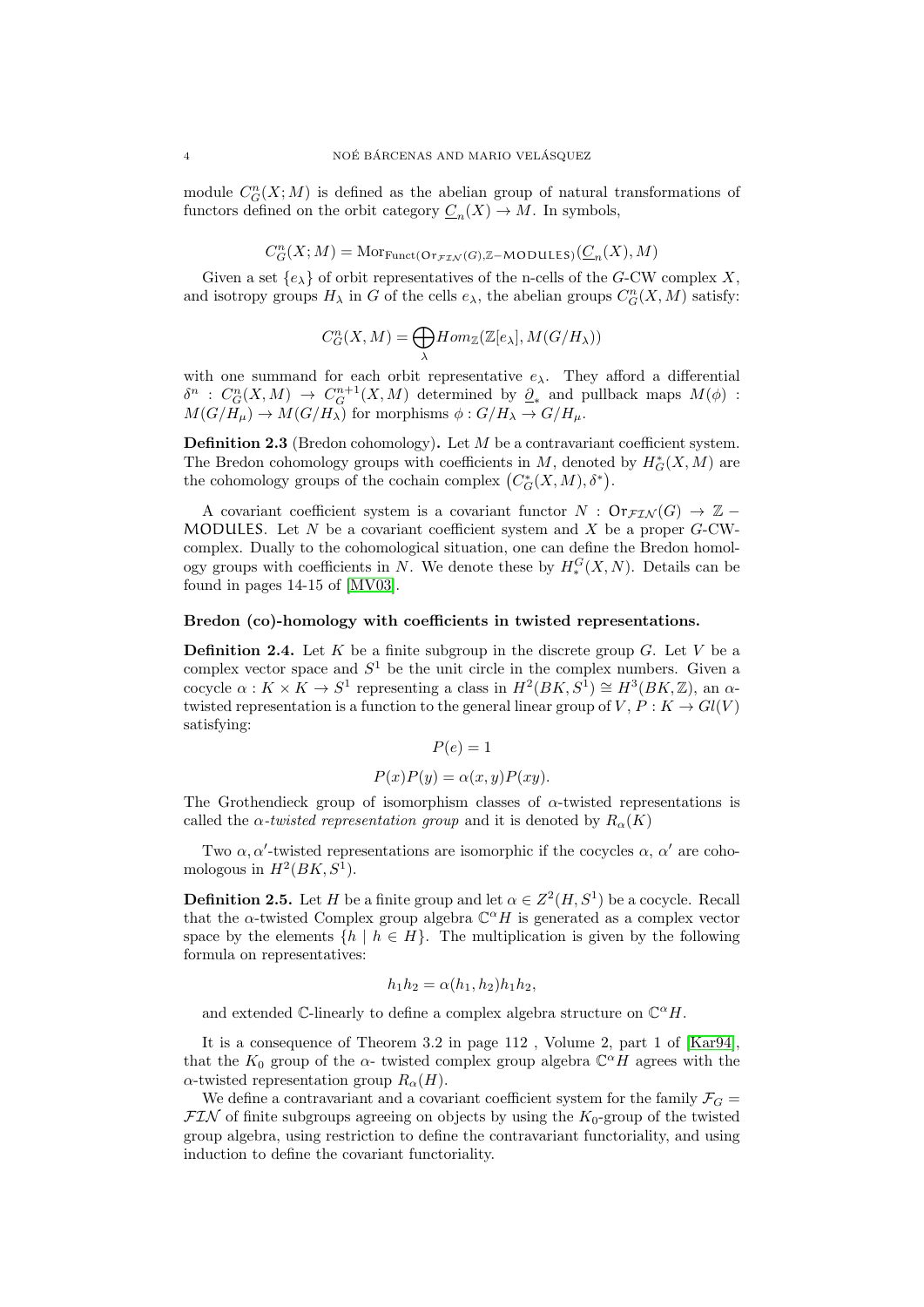module $C^n_G(X;M)$ is defined as the abelian group of natural transformations of functors defined on the orbit category $\underline{C}_n(X) \to M$. In symbols,

$$C^n_G(X;M) = \mathrm{Mor}_{\mathrm{Funct}(\mathsf{Or}_{\mathcal{FIN}}(G),\mathbb{Z}-\mathsf{MODULES})}(\underline{C}_n(X), M)$$

Given a set $\{e_\lambda\}$ of orbit representatives of the n-cells of the $G$-CW complex $X$, and isotropy groups $H_\lambda$ in $G$ of the cells $e_\lambda$, the abelian groups $C^n_G(X,M)$ satisfy:

$$C^n_G(X,M) = \bigoplus_\lambda Hom_{\mathbb{Z}}(\mathbb{Z}[e_\lambda], M(G/H_\lambda))$$

with one summand for each orbit representative $e_\lambda$. They afford a differential $\delta^n : C^n_G(X,M) \to C^{n+1}_G(X,M)$ determined by $\underline{\partial}_*$ and pullback maps $M(\phi) : M(G/H_\mu) \to M(G/H_\lambda)$ for morphisms $\phi : G/H_\lambda \to G/H_\mu$.

**Definition 2.3** (Bredon cohomology)**.** Let $M$ be a contravariant coefficient system. The Bredon cohomology groups with coefficients in $M$, denoted by $H^*_G(X,M)$ are the cohomology groups of the cochain complex $\left(C^*_G(X,M), \delta^*\right)$.

A covariant coefficient system is a covariant functor $N : \mathsf{Or}_{\mathcal{FIN}}(G) \to \mathbb{Z}-\mathsf{MODULES}$. Let $N$ be a covariant coefficient system and $X$ be a proper $G$-CW-complex. Dually to the cohomological situation, one can define the Bredon homology groups with coefficients in $N$. We denote these by $H^G_*(X,N)$. Details can be found in pages 14-15 of [MV03].

**Bredon (co)-homology with coefficients in twisted representations.**

**Definition 2.4.** Let $K$ be a finite subgroup in the discrete group $G$. Let $V$ be a complex vector space and $S^1$ be the unit circle in the complex numbers. Given a cocycle $\alpha : K \times K \to S^1$ representing a class in $H^2(BK, S^1) \cong H^3(BK, \mathbb{Z})$, an $\alpha$-twisted representation is a function to the general linear group of $V$, $P : K \to Gl(V)$ satisfying:

$$P(e) = 1$$

$$P(x)P(y) = \alpha(x,y)P(xy).$$

The Grothendieck group of isomorphism classes of $\alpha$-twisted representations is called the *$\alpha$-twisted representation group* and it is denoted by $R_\alpha(K)$

Two $\alpha, \alpha'$-twisted representations are isomorphic if the cocycles $\alpha$, $\alpha'$ are cohomologous in $H^2(BK, S^1)$.

**Definition 2.5.** Let $H$ be a finite group and let $\alpha \in Z^2(H, S^1)$ be a cocycle. Recall that the $\alpha$-twisted Complex group algebra $\mathbb{C}^\alpha H$ is generated as a complex vector space by the elements $\{h \mid h \in H\}$. The multiplication is given by the following formula on representatives:

$$h_1 h_2 = \alpha(h_1, h_2) h_1 h_2,$$

and extended $\mathbb{C}$-linearly to define a complex algebra structure on $\mathbb{C}^\alpha H$.

It is a consequence of Theorem 3.2 in page 112 , Volume 2, part 1 of [Kar94], that the $K_0$ group of the $\alpha$- twisted complex group algebra $\mathbb{C}^\alpha H$ agrees with the $\alpha$-twisted representation group $R_\alpha(H)$.

We define a contravariant and a covariant coefficient system for the family $\mathcal{F}_G = \mathcal{FIN}$ of finite subgroups agreeing on objects by using the $K_0$-group of the twisted group algebra, using restriction to define the contravariant functoriality, and using induction to define the covariant functoriality.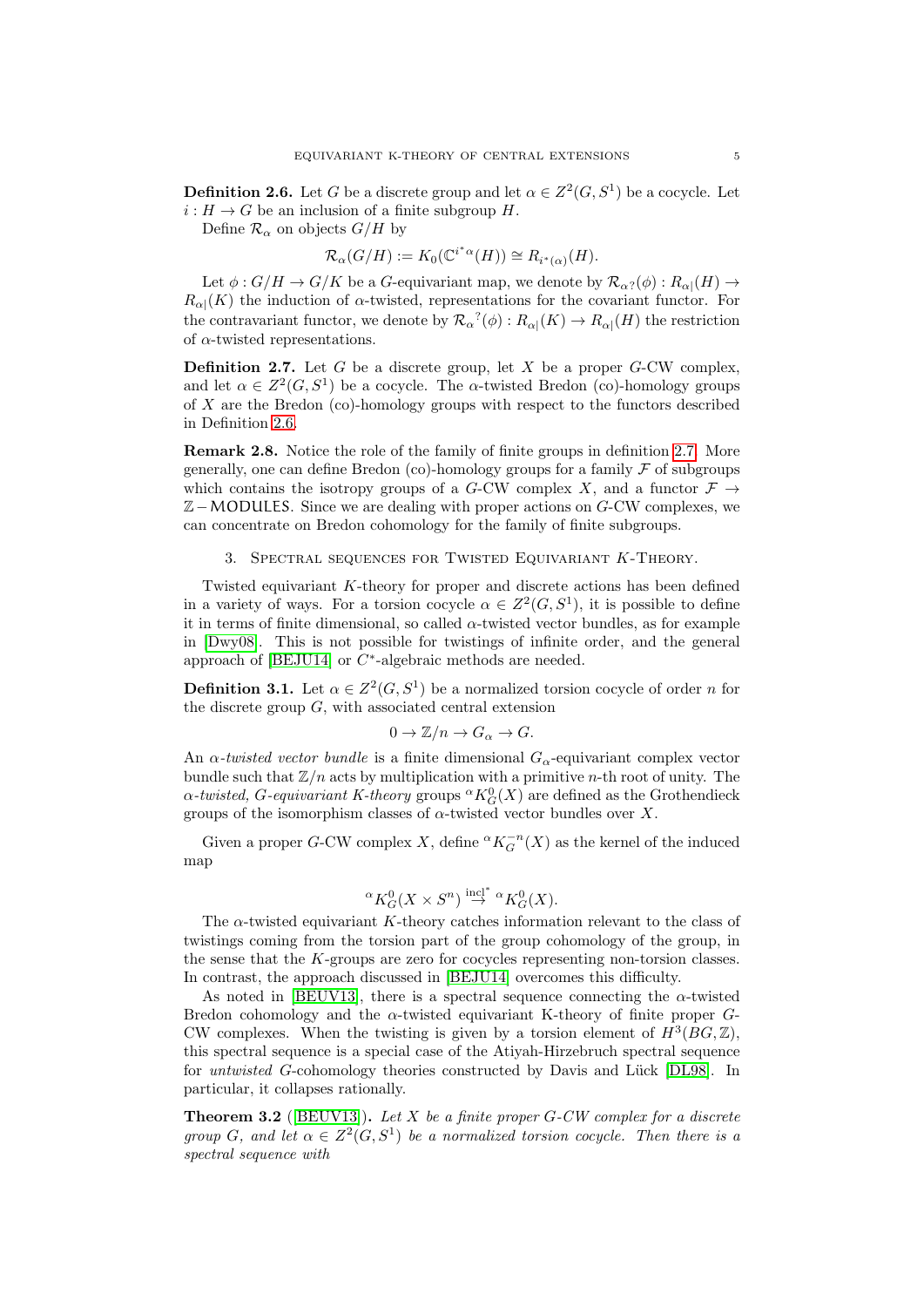**Definition 2.6.** Let $G$ be a discrete group and let $\alpha \in Z^2(G, S^1)$ be a cocycle. Let $i : H \to G$ be an inclusion of a finite subgroup $H$.

Define $\mathcal{R}_\alpha$ on objects $G/H$ by

$$\mathcal{R}_\alpha(G/H) := K_0(\mathbb{C}^{i^*\alpha}(H)) \cong R_{i^*(\alpha)}(H).$$

Let $\phi : G/H \to G/K$ be a $G$-equivariant map, we denote by $\mathcal{R}_{\alpha ?}(\phi) : R_{\alpha|}(H) \to R_{\alpha|}(K)$ the induction of $\alpha$-twisted, representations for the covariant functor. For the contravariant functor, we denote by $\mathcal{R}_\alpha{}^?(\phi) : R_{\alpha|}(K) \to R_{\alpha|}(H)$ the restriction of $\alpha$-twisted representations.

**Definition 2.7.** Let $G$ be a discrete group, let $X$ be a proper $G$-CW complex, and let $\alpha \in Z^2(G, S^1)$ be a cocycle. The $\alpha$-twisted Bredon (co)-homology groups of $X$ are the Bredon (co)-homology groups with respect to the functors described in Definition 2.6.

**Remark 2.8.** Notice the role of the family of finite groups in definition 2.7. More generally, one can define Bredon (co)-homology groups for a family $\mathcal{F}$ of subgroups which contains the isotropy groups of a $G$-CW complex $X$, and a functor $\mathcal{F} \to \mathbb{Z}-\mathsf{MODULES}$. Since we are dealing with proper actions on $G$-CW complexes, we can concentrate on Bredon cohomology for the family of finite subgroups.

## 3. Spectral sequences for Twisted Equivariant $K$-Theory.

Twisted equivariant $K$-theory for proper and discrete actions has been defined in a variety of ways. For a torsion cocycle $\alpha \in Z^2(G, S^1)$, it is possible to define it in terms of finite dimensional, so called $\alpha$-twisted vector bundles, as for example in [Dwy08]. This is not possible for twistings of infinite order, and the general approach of [BEJU14] or $C^*$-algebraic methods are needed.

**Definition 3.1.** Let $\alpha \in Z^2(G, S^1)$ be a normalized torsion cocycle of order $n$ for the discrete group $G$, with associated central extension

$$0 \to \mathbb{Z}/n \to G_\alpha \to G.$$

An *$\alpha$-twisted vector bundle* is a finite dimensional $G_\alpha$-equivariant complex vector bundle such that $\mathbb{Z}/n$ acts by multiplication with a primitive $n$-th root of unity. The *$\alpha$-twisted, $G$-equivariant $K$-theory* groups ${}^\alpha K^0_G(X)$ are defined as the Grothendieck groups of the isomorphism classes of $\alpha$-twisted vector bundles over $X$.

Given a proper $G$-CW complex $X$, define ${}^\alpha K^{-n}_G(X)$ as the kernel of the induced map

$${}^\alpha K^0_G(X \times S^n) \overset{\text{incl}^*}{\to} {}^\alpha K^0_G(X).$$

The $\alpha$-twisted equivariant $K$-theory catches information relevant to the class of twistings coming from the torsion part of the group cohomology of the group, in the sense that the $K$-groups are zero for cocycles representing non-torsion classes. In contrast, the approach discussed in [BEJU14] overcomes this difficulty.

As noted in [BEUV13], there is a spectral sequence connecting the $\alpha$-twisted Bredon cohomology and the $\alpha$-twisted equivariant K-theory of finite proper $G$-CW complexes. When the twisting is given by a torsion element of $H^3(BG, \mathbb{Z})$, this spectral sequence is a special case of the Atiyah-Hirzebruch spectral sequence for *untwisted* $G$-cohomology theories constructed by Davis and Lück [DL98]. In particular, it collapses rationally.

**Theorem 3.2** ([BEUV13]). *Let $X$ be a finite proper $G$-CW complex for a discrete group $G$, and let $\alpha \in Z^2(G, S^1)$ be a normalized torsion cocycle. Then there is a spectral sequence with*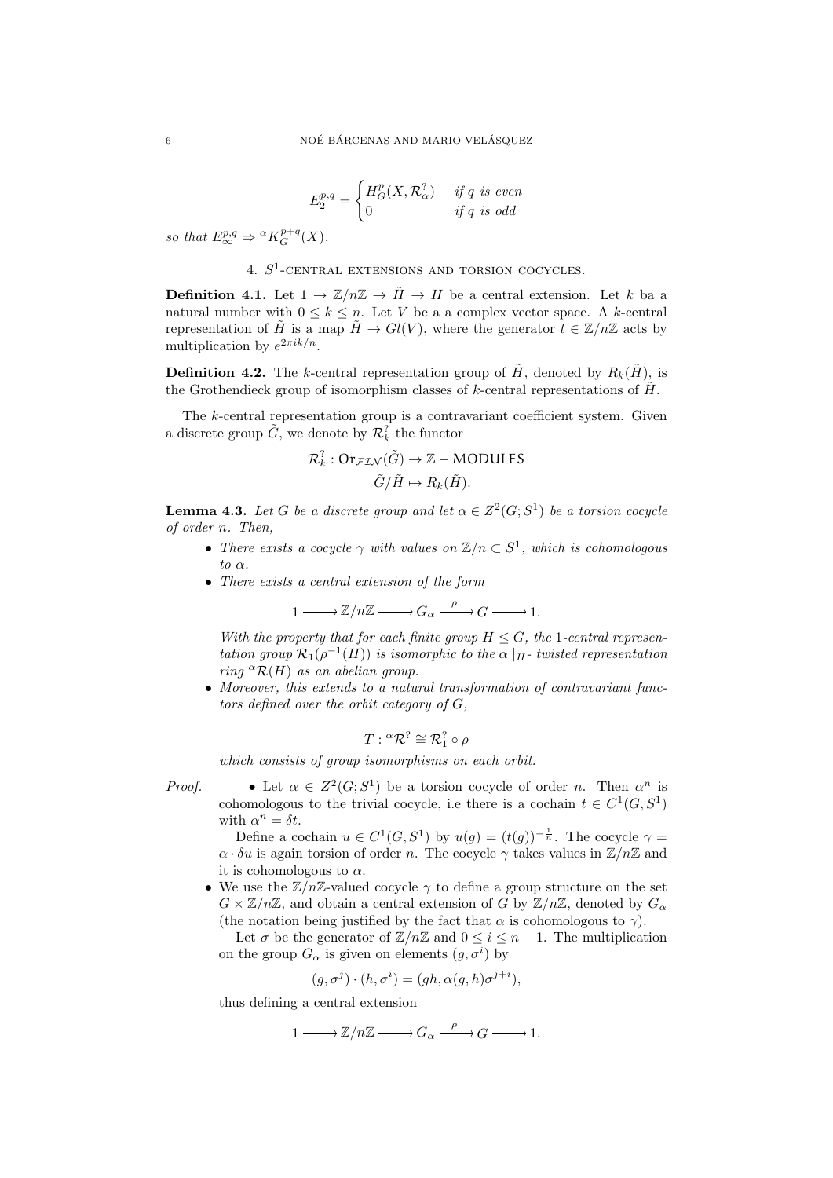$$E_2^{p,q} = \begin{cases} H^p_G(X, \mathcal{R}^?_\alpha) & \textit{if } q \textit{ is even} \\ 0 & \textit{if } q \textit{ is odd} \end{cases}$$

*so that* $E_\infty^{p,q} \Rightarrow {}^\alpha K_G^{p+q}(X)$.

## 4. $S^1$-central extensions and torsion cocycles.

**Definition 4.1.** Let $1 \to \mathbb{Z}/n\mathbb{Z} \to \tilde{H} \to H$ be a central extension. Let $k$ ba a natural number with $0 \leq k \leq n$. Let $V$ be a a complex vector space. A $k$-central representation of $\tilde{H}$ is a map $\tilde{H} \to Gl(V)$, where the generator $t \in \mathbb{Z}/n\mathbb{Z}$ acts by multiplication by $e^{2\pi i k/n}$.

**Definition 4.2.** The $k$-central representation group of $\tilde{H}$, denoted by $R_k(\tilde{H})$, is the Grothendieck group of isomorphism classes of $k$-central representations of $\tilde{H}$.

The $k$-central representation group is a contravariant coefficient system. Given a discrete group $\tilde{G}$, we denote by $\mathcal{R}^?_k$ the functor

$$\mathcal{R}^?_k : \mathsf{Or}_{\mathcal{FIN}}(\tilde{G}) \to \mathbb{Z} - \mathsf{MODULES}$$
$$\tilde{G}/\tilde{H} \mapsto R_k(\tilde{H}).$$

**Lemma 4.3.** *Let $G$ be a discrete group and let $\alpha \in Z^2(G; S^1)$ be a torsion cocycle of order $n$. Then,*

- *There exists a cocycle $\gamma$ with values on $\mathbb{Z}/n \subset S^1$, which is cohomologous to $\alpha$.*
- *There exists a central extension of the form*
$$1 \longrightarrow \mathbb{Z}/n\mathbb{Z} \longrightarrow G_\alpha \xrightarrow{\ \rho\ } G \longrightarrow 1.$$
*With the property that for each finite group $H \leq G$, the 1-central representation group $\mathcal{R}_1(\rho^{-1}(H))$ is isomorphic to the $\alpha\mid_H$- twisted representation ring ${}^\alpha\mathcal{R}(H)$ as an abelian group.*
- *Moreover, this extends to a natural transformation of contravariant functors defined over the orbit category of $G$,*
$$T : {}^\alpha\mathcal{R}^? \cong \mathcal{R}^?_1 \circ \rho$$
*which consists of group isomorphisms on each orbit.*

*Proof.*

- Let $\alpha \in Z^2(G; S^1)$ be a torsion cocycle of order $n$. Then $\alpha^n$ is cohomologous to the trivial cocycle, i.e there is a cochain $t \in C^1(G, S^1)$ with $\alpha^n = \delta t$.

  Define a cochain $u \in C^1(G, S^1)$ by $u(g) = (t(g))^{-\frac{1}{n}}$. The cocycle $\gamma = \alpha \cdot \delta u$ is again torsion of order $n$. The cocycle $\gamma$ takes values in $\mathbb{Z}/n\mathbb{Z}$ and it is cohomologous to $\alpha$.
- We use the $\mathbb{Z}/n\mathbb{Z}$-valued cocycle $\gamma$ to define a group structure on the set $G \times \mathbb{Z}/n\mathbb{Z}$, and obtain a central extension of $G$ by $\mathbb{Z}/n\mathbb{Z}$, denoted by $G_\alpha$ (the notation being justified by the fact that $\alpha$ is cohomologous to $\gamma$).

  Let $\sigma$ be the generator of $\mathbb{Z}/n\mathbb{Z}$ and $0 \leq i \leq n-1$. The multiplication on the group $G_\alpha$ is given on elements $(g, \sigma^i)$ by
$$(g, \sigma^j) \cdot (h, \sigma^i) = (gh, \alpha(g,h)\sigma^{j+i}),$$
  thus defining a central extension
$$1 \longrightarrow \mathbb{Z}/n\mathbb{Z} \longrightarrow G_\alpha \xrightarrow{\ \rho\ } G \longrightarrow 1.$$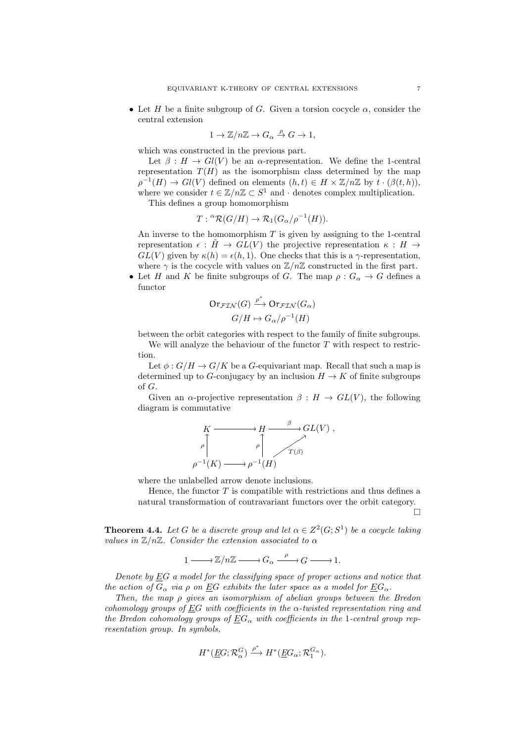- Let $H$ be a finite subgroup of $G$. Given a torsion cocycle $\alpha$, consider the central extension

$$1 \to \mathbb{Z}/n\mathbb{Z} \to G_\alpha \xrightarrow{\rho} G \to 1,$$

which was constructed in the previous part.

Let $\beta : H \to Gl(V)$ be an $\alpha$-representation. We define the 1-central representation $T(H)$ as the isomorphism class determined by the map $\rho^{-1}(H) \to Gl(V)$ defined on elements $(h,t) \in H \times \mathbb{Z}/n\mathbb{Z}$ by $t \cdot (\beta(t,h))$, where we consider $t \in \mathbb{Z}/n\mathbb{Z} \subset S^1$ and $\cdot$ denotes complex multiplication.

This defines a group homomorphism

$$T : {}^{\alpha}\mathcal{R}(G/H) \to \mathcal{R}_1(G_\alpha/\rho^{-1}(H)).$$

An inverse to the homomorphism $T$ is given by assigning to the 1-central representation $\epsilon : \tilde{H} \to GL(V)$ the projective representation $\kappa : H \to GL(V)$ given by $\kappa(h) = \epsilon(h,1)$. One checks that this is a $\gamma$-representation, where $\gamma$ is the cocycle with values on $\mathbb{Z}/n\mathbb{Z}$ constructed in the first part.

- Let $H$ and $K$ be finite subgroups of $G$. The map $\rho : G_\alpha \to G$ defines a functor

$$\mathsf{Or}_{\mathcal{FIN}}(G) \xrightarrow{\rho^*} \mathsf{Or}_{\mathcal{FIN}}(G_\alpha)$$
$$G/H \mapsto G_\alpha/\rho^{-1}(H)$$

between the orbit categories with respect to the family of finite subgroups.

We will analyze the behaviour of the functor $T$ with respect to restriction.

Let $\phi : G/H \to G/K$ be a $G$-equivariant map. Recall that such a map is determined up to $G$-conjugacy by an inclusion $H \to K$ of finite subgroups of $G$.

Given an $\alpha$-projective representation $\beta : H \to GL(V)$, the following diagram is commutative

$$\begin{array}{ccccc} K & \longrightarrow & H & \xrightarrow{\beta} & GL(V)\,, \\ \uparrow{\scriptstyle\rho} & & \uparrow{\scriptstyle\rho} & \nearrow{\scriptstyle T(\beta)} & \\ \rho^{-1}(K) & \longrightarrow & \rho^{-1}(H) & & \end{array}$$

where the unlabelled arrow denote inclusions.

Hence, the functor $T$ is compatible with restrictions and thus defines a natural transformation of contravariant functors over the orbit category.

□

**Theorem 4.4.** *Let $G$ be a discrete group and let $\alpha \in Z^2(G;S^1)$ be a cocycle taking values in $\mathbb{Z}/n\mathbb{Z}$. Consider the extension associated to $\alpha$*

$$1 \longrightarrow \mathbb{Z}/n\mathbb{Z} \longrightarrow G_\alpha \xrightarrow{\rho} G \longrightarrow 1.$$

*Denote by $\underline{E}G$ a model for the classifying space of proper actions and notice that the action of $G_\alpha$ via $\rho$ on $\underline{E}G$ exhibits the later space as a model for $\underline{E}G_\alpha$.*

*Then, the map $\rho$ gives an isomorphism of abelian groups between the Bredon cohomology groups of $\underline{E}G$ with coefficients in the $\alpha$-twisted representation ring and the Bredon cohomology groups of $\underline{E}G_\alpha$ with coefficients in the 1-central group representation group. In symbols,*

$$H^*(\underline{E}G;\mathcal{R}^G_\alpha) \xrightarrow{\rho^*} H^*(\underline{E}G_\alpha;\mathcal{R}^{G_\alpha}_1).$$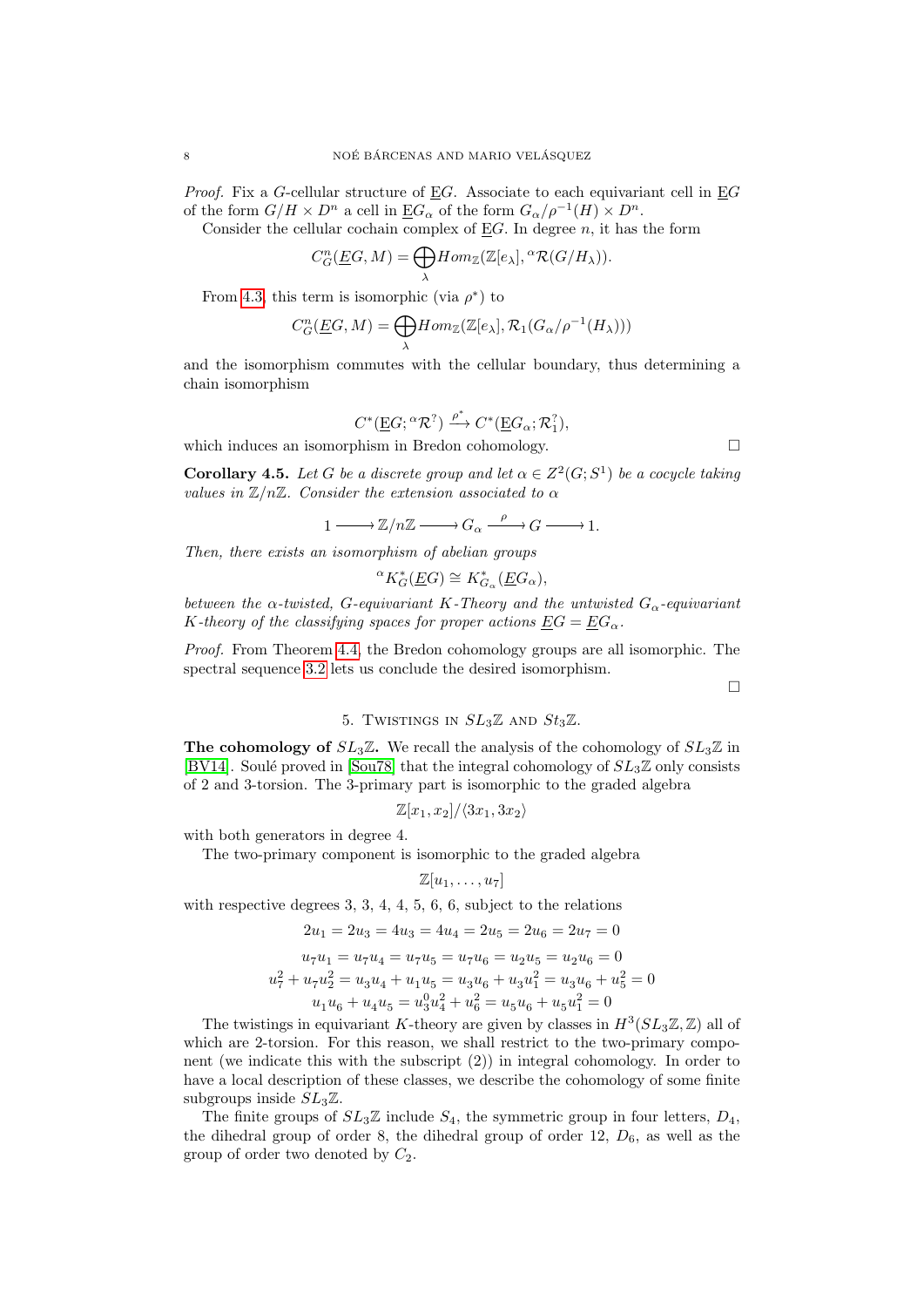*Proof.* Fix a $G$-cellular structure of $\underline{E}G$. Associate to each equivariant cell in $\underline{E}G$ of the form $G/H \times D^n$ a cell in $\underline{E}G_\alpha$ of the form $G_\alpha/\rho^{-1}(H) \times D^n$.

Consider the cellular cochain complex of $\underline{E}G$. In degree $n$, it has the form

$$C^n_G(\underline{E}G, M) = \bigoplus_\lambda Hom_{\mathbb{Z}}(\mathbb{Z}[e_\lambda], {}^\alpha\mathcal{R}(G/H_\lambda)).$$

From 4.3, this term is isomorphic (via $\rho^*$) to

$$C^n_G(\underline{E}G, M) = \bigoplus_\lambda Hom_{\mathbb{Z}}(\mathbb{Z}[e_\lambda], \mathcal{R}_1(G_\alpha/\rho^{-1}(H_\lambda)))$$

and the isomorphism commutes with the cellular boundary, thus determining a chain isomorphism

$$C^*(\underline{E}G; {}^\alpha\mathcal{R}^?) \xrightarrow{\rho^*} C^*(\underline{E}G_\alpha; \mathcal{R}_1^?),$$

which induces an isomorphism in Bredon cohomology. □

**Corollary 4.5.** *Let $G$ be a discrete group and let $\alpha \in Z^2(G; S^1)$ be a cocycle taking values in $\mathbb{Z}/n\mathbb{Z}$. Consider the extension associated to $\alpha$*

$$1 \longrightarrow \mathbb{Z}/n\mathbb{Z} \longrightarrow G_\alpha \xrightarrow{\ \rho\ } G \longrightarrow 1.$$

*Then, there exists an isomorphism of abelian groups*

$${}^\alpha K^*_G(\underline{E}G) \cong K^*_{G_\alpha}(\underline{E}G_\alpha),$$

*between the $\alpha$-twisted, $G$-equivariant $K$-Theory and the untwisted $G_\alpha$-equivariant $K$-theory of the classifying spaces for proper actions $\underline{E}G = \underline{E}G_\alpha$.*

*Proof.* From Theorem 4.4, the Bredon cohomology groups are all isomorphic. The spectral sequence 3.2 lets us conclude the desired isomorphism.

□

## 5. Twistings in $SL_3\mathbb{Z}$ and $St_3\mathbb{Z}$.

**The cohomology of $SL_3\mathbb{Z}$.** We recall the analysis of the cohomology of $SL_3\mathbb{Z}$ in [BV14]. Soulé proved in [Sou78] that the integral cohomology of $SL_3\mathbb{Z}$ only consists of 2 and 3-torsion. The 3-primary part is isomorphic to the graded algebra

$$\mathbb{Z}[x_1, x_2]/\langle 3x_1, 3x_2\rangle$$

with both generators in degree 4.

The two-primary component is isomorphic to the graded algebra

$$\mathbb{Z}[u_1, \ldots, u_7]$$

with respective degrees 3, 3, 4, 4, 5, 6, 6, subject to the relations

$$2u_1 = 2u_3 = 4u_3 = 4u_4 = 2u_5 = 2u_6 = 2u_7 = 0$$

$$u_7u_1 = u_7u_4 = u_7u_5 = u_7u_6 = u_2u_5 = u_2u_6 = 0$$

$$u_7^2 + u_7u_2^2 = u_3u_4 + u_1u_5 = u_3u_6 + u_3u_1^2 = u_3u_6 + u_5^2 = 0$$

$$u_1u_6 + u_4u_5 = u_3^0u_4^2 + u_6^2 = u_5u_6 + u_5u_1^2 = 0$$

The twistings in equivariant $K$-theory are given by classes in $H^3(SL_3\mathbb{Z}, \mathbb{Z})$ all of which are 2-torsion. For this reason, we shall restrict to the two-primary component (we indicate this with the subscript (2)) in integral cohomology. In order to have a local description of these classes, we describe the cohomology of some finite subgroups inside $SL_3\mathbb{Z}$.

The finite groups of $SL_3\mathbb{Z}$ include $S_4$, the symmetric group in four letters, $D_4$, the dihedral group of order 8, the dihedral group of order 12, $D_6$, as well as the group of order two denoted by $C_2$.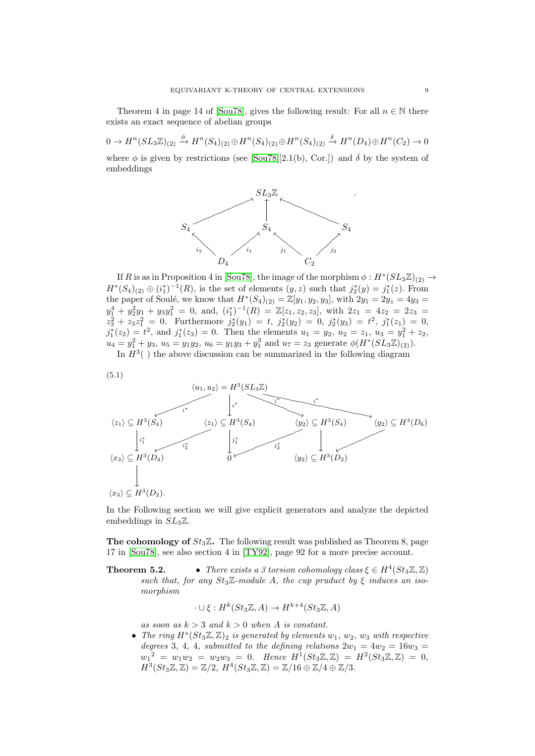Theorem 4 in page 14 of [Sou78], gives the following result: For all $n \in \mathbb{N}$ there exists an exact sequence of abelian groups

$$0 \to H^n(SL_3\mathbb{Z})_{(2)} \xrightarrow{\phi} H^n(S_4)_{(2)} \oplus H^n(S_4)_{(2)} \oplus H^n(S_4)_{(2)} \xrightarrow{\delta} H^n(D_4) \oplus H^n(C_2) \to 0$$

where $\phi$ is given by restrictions (see [Sou78][2.1(b), Cor.]) and $\delta$ by the system of embeddings

$$\begin{array}{ccccc} & & SL_3\mathbb{Z} & & \\ & \nearrow & \uparrow & \nwarrow & \\ S_4 & & S_4 & & S_4 \\ {\scriptstyle i_2}\nwarrow & \nearrow{\scriptstyle i_1} & & {\scriptstyle j_1}\nwarrow & \nearrow{\scriptstyle j_2} \\ & D_4 & & C_2 & \end{array}$$

If $R$ is as in Proposition 4 in [Sou78], the image of the morphism $\phi : H^*(SL_3\mathbb{Z})_{(2)} \to H^*(S_4)_{(2)} \oplus (i_1^*)^{-1}(R)$, is the set of elements $(y, z)$ such that $j_2^*(y) = j_1^*(z)$. From the paper of Soulé, we know that $H^*(S_4)_{(2)} = \mathbb{Z}[y_1, y_2, y_3]$, with $2y_1 = 2y_z = 4y_3 = y_1^4 + y_2^2 y_1 + y_3 y_1^2 = 0$, and, $(i_1^*)^{-1}(R) = \mathbb{Z}[z_1, z_2, z_3]$, with $2z_1 = 4z_2 = 2z_3 = z_3^2 + z_3 z_1^2 = 0$. Furthermore $j_2^*(y_1) = t$, $j_2^*(y_2) = 0$, $j_2^*(y_3) = t^2$, $j_1^*(z_1) = 0$, $j_1^*(z_2) = t^2$, and $j_1^*(z_3) = 0$. Then the elements $u_1 = y_2$, $u_2 = z_1$, $u_3 = y_1^2 + z_2$, $u_4 = y_1^2 + y_3$, $u_5 = y_1 y_2$, $u_6 = y_1 y_3 + y_1^3$ and $u_7 = z_3$ generate $\phi(H^*(SL_3\mathbb{Z})_{(2)})$.

In $H^3(\ )$ the above discussion can be summarized in the following diagram

(5.1)

$$\begin{array}{ccccccc} & & & \langle u_1, u_2\rangle = H^3(SL_3\mathbb{Z}) & & & \\ & \swarrow^{i^*} & & \downarrow^{i^*} & \searrow^{i^*} & & \searrow^{i^*} \\ \langle z_1\rangle \subseteq H^3(S_4) & & \langle z_1\rangle \subseteq H^3(S_4) & & \langle y_2\rangle \subseteq H^3(S_4) & & \langle y_2\rangle \subseteq H^3(D_6) \\ \downarrow^{i_1^*} & \swarrow^{i_2^*} & \downarrow^{j_1^*} & \swarrow^{j_2^*} & \downarrow & \swarrow & \\ \langle x_3\rangle \subseteq H^3(D_4) & & 0 & & \langle y_2\rangle \subseteq H^3(D_2) & & \\ \downarrow & & & & & & \\ \langle x_3\rangle \subseteq H^3(D_2). & & & & & & \end{array}$$

In the Following section we will give explicit generators and analyze the depicted embeddings in $SL_3\mathbb{Z}$.

**The cohomology of $St_3\mathbb{Z}$.** The following result was published as Theorem 8, page 17 in [Sou78], see also section 4 in [TY92], page 92 for a more precise account.

**Theorem 5.2.**

- *There exists a 3 torsion cohomology class $\xi \in H^4(St_3\mathbb{Z}, \mathbb{Z})$ such that, for any $St_3\mathbb{Z}$-module $A$, the cup pruduct by $\xi$ induces an isomorphism*

$$\cdot \cup \xi : H^k(St_3\mathbb{Z}, A) \to H^{k+4}(St_3\mathbb{Z}, A)$$

*as soon as $k > 3$ and $k > 0$ when $A$ is constant.*

- *The ring $H^*(St_3\mathbb{Z}, \mathbb{Z})_2$ is generated by elements $w_1$, $w_2$, $w_3$ with respective degrees 3, 4, 4, submitted to the defining relations $2w_1 = 4w_2 = 16w_3 = {w_1}^2 = w_1 w_2 = w_2 w_3 = 0$. Hence $H^1(St_3\mathbb{Z}, \mathbb{Z}) = H^2(St_3\mathbb{Z}, \mathbb{Z}) = 0$, $H^3(St_3\mathbb{Z}, \mathbb{Z}) = \mathbb{Z}/2$, $H^4(St_3\mathbb{Z}, \mathbb{Z}) = \mathbb{Z}/16 \oplus \mathbb{Z}/4 \oplus \mathbb{Z}/3$.*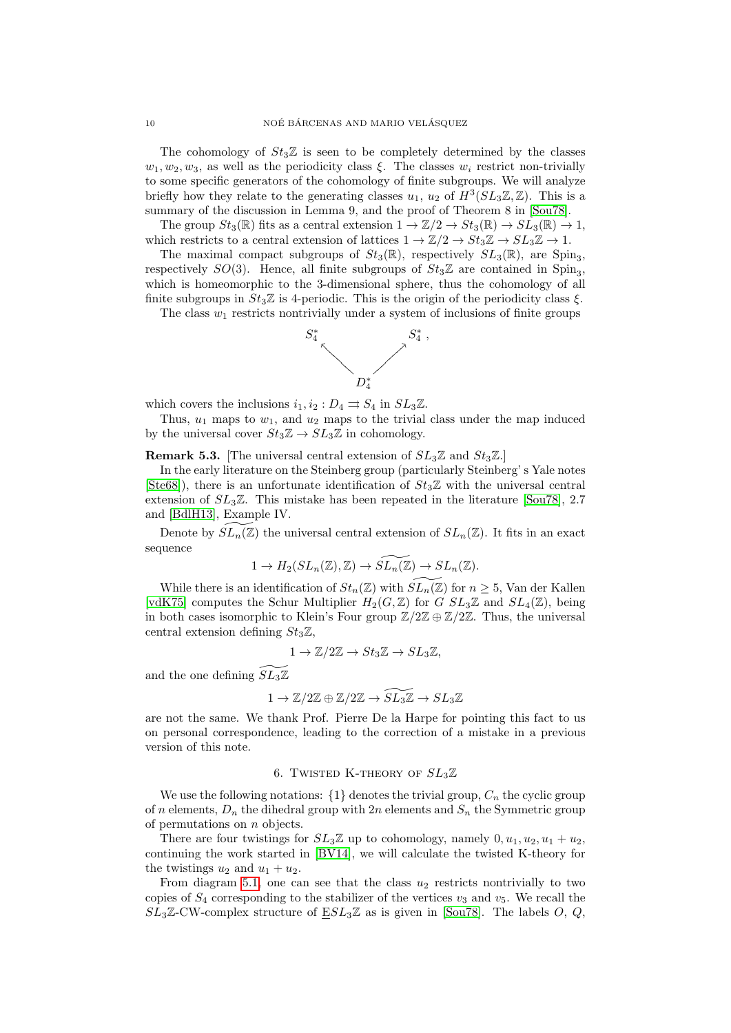The cohomology of $St_3\mathbb{Z}$ is seen to be completely determined by the classes $w_1, w_2, w_3$, as well as the periodicity class $\xi$. The classes $w_i$ restrict non-trivially to some specific generators of the cohomology of finite subgroups. We will analyze briefly how they relate to the generating classes $u_1$, $u_2$ of $H^3(SL_3\mathbb{Z}, \mathbb{Z})$. This is a summary of the discussion in Lemma 9, and the proof of Theorem 8 in [Sou78].

The group $St_3(\mathbb{R})$ fits as a central extension $1 \to \mathbb{Z}/2 \to St_3(\mathbb{R}) \to SL_3(\mathbb{R}) \to 1$, which restricts to a central extension of lattices $1 \to \mathbb{Z}/2 \to St_3\mathbb{Z} \to SL_3\mathbb{Z} \to 1$.

The maximal compact subgroups of $St_3(\mathbb{R})$, respectively $SL_3(\mathbb{R})$, are $\mathrm{Spin}_3$, respectively $SO(3)$. Hence, all finite subgroups of $St_3\mathbb{Z}$ are contained in $\mathrm{Spin}_3$, which is homeomorphic to the 3-dimensional sphere, thus the cohomology of all finite subgroups in $St_3\mathbb{Z}$ is 4-periodic. This is the origin of the periodicity class $\xi$.

The class $w_1$ restricts nontrivially under a system of inclusions of finite groups

$$
\begin{array}{ccc}
S_4^* & & S_4^* \\
& \nwarrow \quad \nearrow & \\
& D_4^* &
\end{array}
$$

which covers the inclusions $i_1, i_2 : D_4 \rightrightarrows S_4$ in $SL_3\mathbb{Z}$.

Thus, $u_1$ maps to $w_1$, and $u_2$ maps to the trivial class under the map induced by the universal cover $St_3\mathbb{Z} \to SL_3\mathbb{Z}$ in cohomology.

**Remark 5.3.** [The universal central extension of $SL_3\mathbb{Z}$ and $St_3\mathbb{Z}$.]

In the early literature on the Steinberg group (particularly Steinberg's Yale notes [Ste68]), there is an unfortunate identification of $St_3\mathbb{Z}$ with the universal central extension of $SL_3\mathbb{Z}$. This mistake has been repeated in the literature [Sou78], 2.7 and [BdlH13], Example IV.

Denote by $\widetilde{SL_n(\mathbb{Z})}$ the universal central extension of $SL_n(\mathbb{Z})$. It fits in an exact sequence

$$1 \to H_2(SL_n(\mathbb{Z}), \mathbb{Z}) \to \widetilde{SL_n(\mathbb{Z})} \to SL_n(\mathbb{Z}).$$

While there is an identification of $St_n(\mathbb{Z})$ with $\widetilde{SL_n(\mathbb{Z})}$ for $n \geq 5$, Van der Kallen [vdK75] computes the Schur Multiplier $H_2(G, \mathbb{Z})$ for $G$ $SL_3\mathbb{Z}$ and $SL_4(\mathbb{Z})$, being in both cases isomorphic to Klein's Four group $\mathbb{Z}/2\mathbb{Z} \oplus \mathbb{Z}/2\mathbb{Z}$. Thus, the universal central extension defining $St_3\mathbb{Z}$,

$$1 \to \mathbb{Z}/2\mathbb{Z} \to St_3\mathbb{Z} \to SL_3\mathbb{Z},$$

and the one defining $\widetilde{SL_3\mathbb{Z}}$

$$1 \to \mathbb{Z}/2\mathbb{Z} \oplus \mathbb{Z}/2\mathbb{Z} \to \widetilde{SL_3\mathbb{Z}} \to SL_3\mathbb{Z}$$

are not the same. We thank Prof. Pierre De la Harpe for pointing this fact to us on personal correspondence, leading to the correction of a mistake in a previous version of this note.

## 6. Twisted K-theory of $SL_3\mathbb{Z}$

We use the following notations: $\{1\}$ denotes the trivial group, $C_n$ the cyclic group of $n$ elements, $D_n$ the dihedral group with $2n$ elements and $S_n$ the Symmetric group of permutations on $n$ objects.

There are four twistings for $SL_3\mathbb{Z}$ up to cohomology, namely $0, u_1, u_2, u_1 + u_2$, continuing the work started in [BV14], we will calculate the twisted K-theory for the twistings $u_2$ and $u_1 + u_2$.

From diagram 5.1, one can see that the class $u_2$ restricts nontrivially to two copies of $S_4$ corresponding to the stabilizer of the vertices $v_3$ and $v_5$. We recall the $SL_3\mathbb{Z}$-CW-complex structure of $\underline{E}SL_3\mathbb{Z}$ as is given in [Sou78]. The labels $O$, $Q$,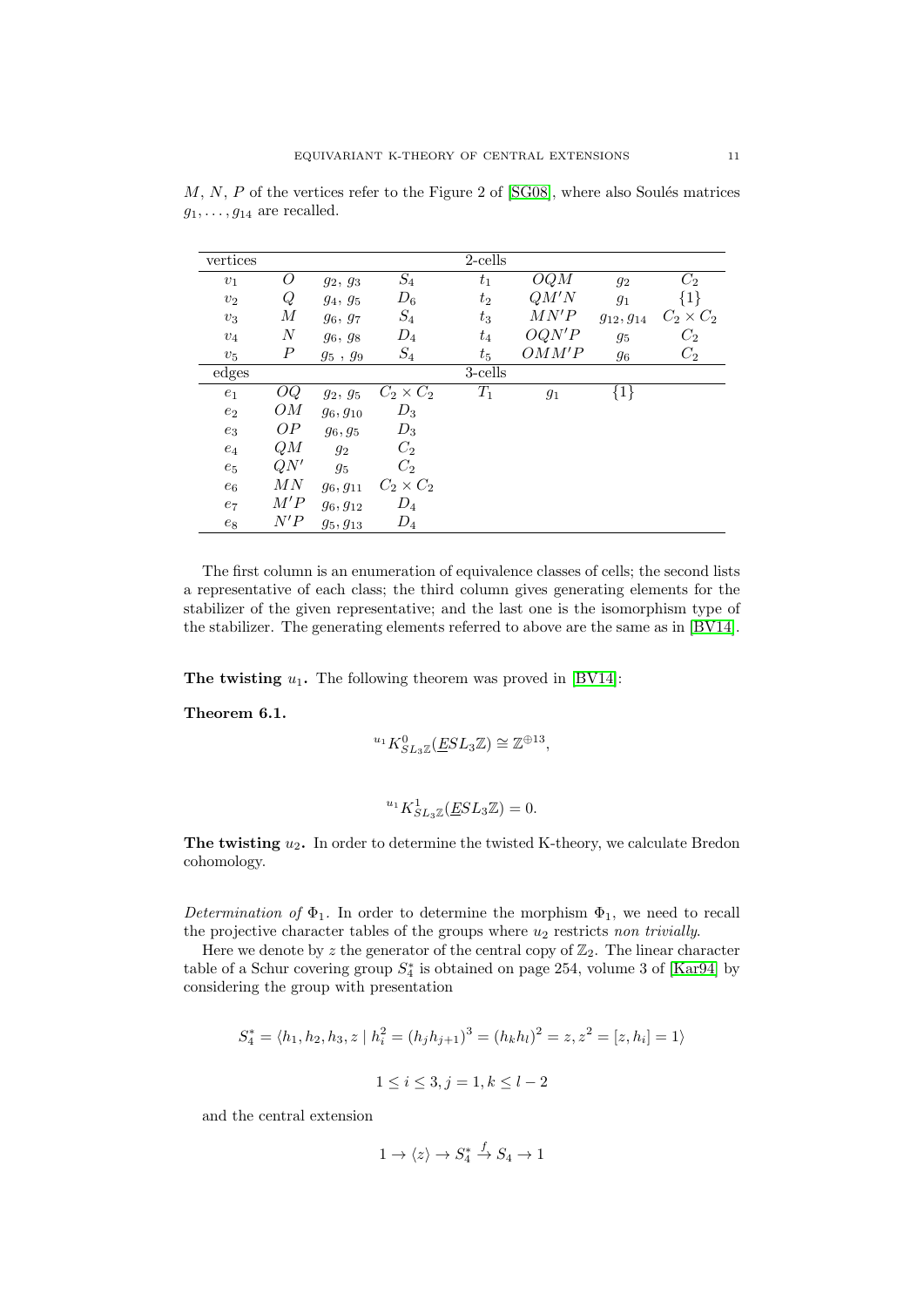$M$, $N$, $P$ of the vertices refer to the Figure 2 of [SG08], where also Soulés matrices $g_1, \ldots, g_{14}$ are recalled.

| vertices | | | | 2-cells | | | |
|---|---|---|---|---|---|---|---|
| $v_1$ | $O$ | $g_2$, $g_3$ | $S_4$ | $t_1$ | $OQM$ | $g_2$ | $C_2$ |
| $v_2$ | $Q$ | $g_4$, $g_5$ | $D_6$ | $t_2$ | $QM'N$ | $g_1$ | $\{1\}$ |
| $v_3$ | $M$ | $g_6$, $g_7$ | $S_4$ | $t_3$ | $MN'P$ | $g_{12}, g_{14}$ | $C_2 \times C_2$ |
| $v_4$ | $N$ | $g_6$, $g_8$ | $D_4$ | $t_4$ | $OQN'P$ | $g_5$ | $C_2$ |
| $v_5$ | $P$ | $g_5$ , $g_9$ | $S_4$ | $t_5$ | $OMM'P$ | $g_6$ | $C_2$ |
| edges | | | | 3-cells | | | |
| $e_1$ | $OQ$ | $g_2$, $g_5$ | $C_2 \times C_2$ | $T_1$ | $g_1$ | $\{1\}$ | |
| $e_2$ | $OM$ | $g_6, g_{10}$ | $D_3$ | | | | |
| $e_3$ | $OP$ | $g_6, g_5$ | $D_3$ | | | | |
| $e_4$ | $QM$ | $g_2$ | $C_2$ | | | | |
| $e_5$ | $QN'$ | $g_5$ | $C_2$ | | | | |
| $e_6$ | $MN$ | $g_6, g_{11}$ | $C_2 \times C_2$ | | | | |
| $e_7$ | $M'P$ | $g_6, g_{12}$ | $D_4$ | | | | |
| $e_8$ | $N'P$ | $g_5, g_{13}$ | $D_4$ | | | | |

The first column is an enumeration of equivalence classes of cells; the second lists a representative of each class; the third column gives generating elements for the stabilizer of the given representative; and the last one is the isomorphism type of the stabilizer. The generating elements referred to above are the same as in [BV14].

**The twisting $u_1$.** The following theorem was proved in [BV14]:

**Theorem 6.1.**

$$^{u_1}K^0_{SL_3\mathbb{Z}}(\underline{E}SL_3\mathbb{Z}) \cong \mathbb{Z}^{\oplus 13},$$

$$^{u_1}K^1_{SL_3\mathbb{Z}}(\underline{E}SL_3\mathbb{Z}) = 0.$$

**The twisting $u_2$.** In order to determine the twisted K-theory, we calculate Bredon cohomology.

*Determination of* $\Phi_1$. In order to determine the morphism $\Phi_1$, we need to recall the projective character tables of the groups where $u_2$ restricts *non trivially*.

Here we denote by $z$ the generator of the central copy of $\mathbb{Z}_2$. The linear character table of a Schur covering group $S_4^*$ is obtained on page 254, volume 3 of [Kar94] by considering the group with presentation

$$S_4^* = \langle h_1, h_2, h_3, z \mid h_i^2 = (h_j h_{j+1})^3 = (h_k h_l)^2 = z, z^2 = [z, h_i] = 1 \rangle$$

$$1 \leq i \leq 3, j = 1, k \leq l - 2$$

and the central extension

$$1 \to \langle z \rangle \to S_4^* \xrightarrow{f} S_4 \to 1$$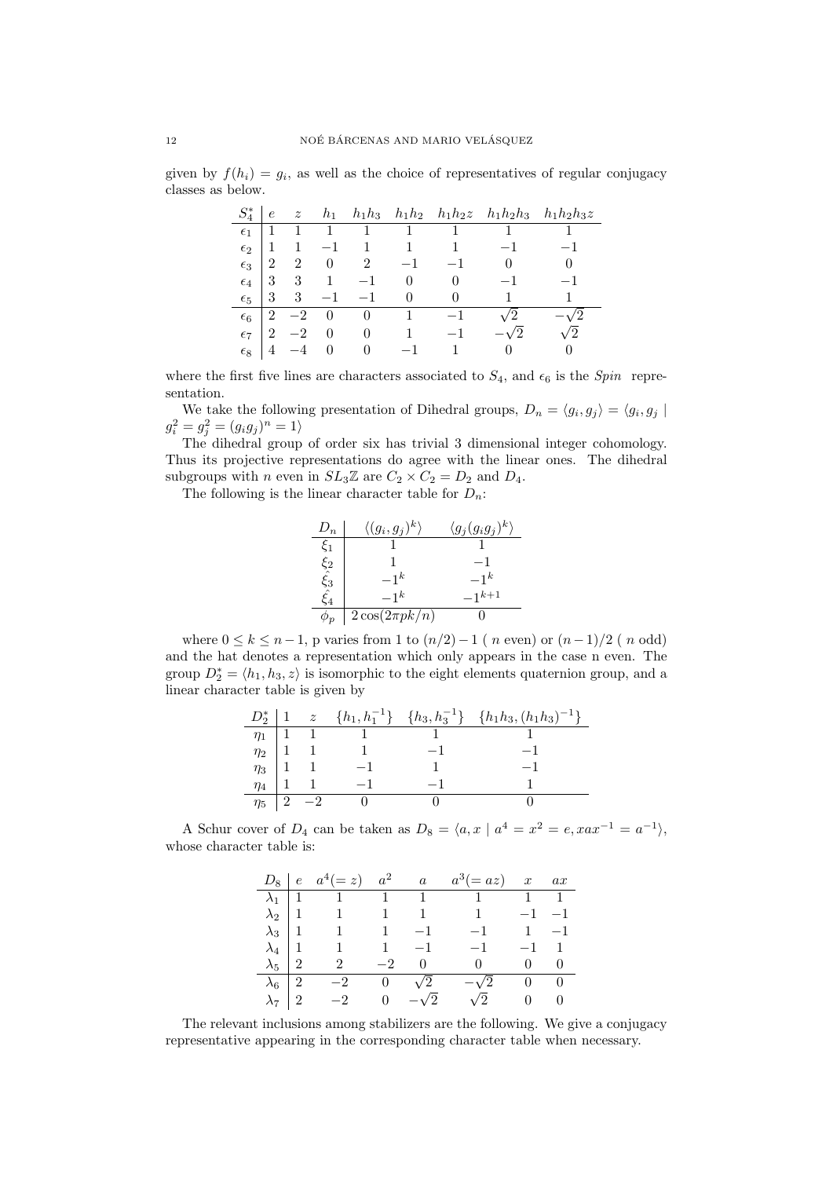given by $f(h_i) = g_i$, as well as the choice of representatives of regular conjugacy classes as below.

| $S_4^*$ | $e$ | $z$ | $h_1$ | $h_1h_3$ | $h_1h_2$ | $h_1h_2z$ | $h_1h_2h_3$ | $h_1h_2h_3z$ |
|---|---|---|---|---|---|---|---|---|
| $\epsilon_1$ | 1 | 1 | 1 | 1 | 1 | 1 | 1 | 1 |
| $\epsilon_2$ | 1 | 1 | $-1$ | 1 | 1 | 1 | $-1$ | $-1$ |
| $\epsilon_3$ | 2 | 2 | 0 | 2 | $-1$ | $-1$ | 0 | 0 |
| $\epsilon_4$ | 3 | 3 | 1 | $-1$ | 0 | 0 | $-1$ | $-1$ |
| $\epsilon_5$ | 3 | 3 | $-1$ | $-1$ | 0 | 0 | 1 | 1 |
| $\epsilon_6$ | 2 | $-2$ | 0 | 0 | 1 | $-1$ | $\sqrt{2}$ | $-\sqrt{2}$ |
| $\epsilon_7$ | 2 | $-2$ | 0 | 0 | 1 | $-1$ | $-\sqrt{2}$ | $\sqrt{2}$ |
| $\epsilon_8$ | 4 | $-4$ | 0 | 0 | $-1$ | 1 | 0 | 0 |

where the first five lines are characters associated to $S_4$, and $\epsilon_6$ is the *Spin* representation.

We take the following presentation of Dihedral groups, $D_n = \langle g_i, g_j \rangle = \langle g_i, g_j \mid g_i^2 = g_j^2 = (g_ig_j)^n = 1 \rangle$

The dihedral group of order six has trivial 3 dimensional integer cohomology. Thus its projective representations do agree with the linear ones. The dihedral subgroups with $n$ even in $SL_3\mathbb{Z}$ are $C_2 \times C_2 = D_2$ and $D_4$.

The following is the linear character table for $D_n$:

| $D_n$ | $\langle (g_i, g_j)^k \rangle$ | $\langle g_j(g_ig_j)^k \rangle$ |
|---|---|---|
| $\xi_1$ | 1 | 1 |
| $\xi_2$ | 1 | $-1$ |
| $\hat{\xi}_3$ | $-1^k$ | $-1^k$ |
| $\hat{\xi}_4$ | $-1^k$ | $-1^{k+1}$ |
| $\phi_p$ | $2\cos(2\pi pk/n)$ | 0 |

where $0 \leq k \leq n-1$, p varies from 1 to $(n/2)-1$ ( $n$ even) or $(n-1)/2$ ( $n$ odd) and the hat denotes a representation which only appears in the case n even. The group $D_2^* = \langle h_1, h_3, z \rangle$ is isomorphic to the eight elements quaternion group, and a linear character table is given by

| $D_2^*$ | 1 | $z$ | $\{h_1, h_1^{-1}\}$ | $\{h_3, h_3^{-1}\}$ | $\{h_1h_3, (h_1h_3)^{-1}\}$ |
|---|---|---|---|---|---|
| $\eta_1$ | 1 | 1 | 1 | 1 | 1 |
| $\eta_2$ | 1 | 1 | 1 | $-1$ | $-1$ |
| $\eta_3$ | 1 | 1 | $-1$ | 1 | $-1$ |
| $\eta_4$ | 1 | 1 | $-1$ | $-1$ | 1 |
| $\eta_5$ | 2 | $-2$ | 0 | 0 | 0 |

A Schur cover of $D_4$ can be taken as $D_8 = \langle a, x \mid a^4 = x^2 = e, xax^{-1} = a^{-1} \rangle$, whose character table is:

| $D_8$ | $e$ | $a^4(=z)$ | $a^2$ | $a$ | $a^3(=az)$ | $x$ | $ax$ |
|---|---|---|---|---|---|---|---|
| $\lambda_1$ | 1 | 1 | 1 | 1 | 1 | 1 | 1 |
| $\lambda_2$ | 1 | 1 | 1 | 1 | 1 | $-1$ | $-1$ |
| $\lambda_3$ | 1 | 1 | 1 | $-1$ | $-1$ | 1 | $-1$ |
| $\lambda_4$ | 1 | 1 | 1 | $-1$ | $-1$ | $-1$ | 1 |
| $\lambda_5$ | 2 | 2 | $-2$ | 0 | 0 | 0 | 0 |
| $\lambda_6$ | 2 | $-2$ | 0 | $\sqrt{2}$ | $-\sqrt{2}$ | 0 | 0 |
| $\lambda_7$ | 2 | $-2$ | 0 | $-\sqrt{2}$ | $\sqrt{2}$ | 0 | 0 |

The relevant inclusions among stabilizers are the following. We give a conjugacy representative appearing in the corresponding character table when necessary.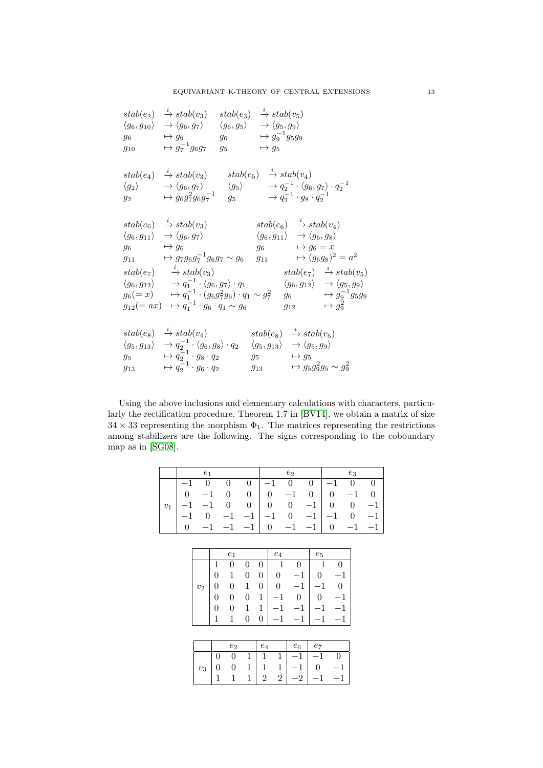$$
\begin{array}{lll}
stab(e_2) & \xrightarrow{i} stab(v_3) \\
\langle g_6, g_{10}\rangle & \to \langle g_6, g_7\rangle \\
g_6 & \mapsto g_6 \\
g_{10} & \mapsto g_7^{-1} g_6 g_7
\end{array}
\qquad
\begin{array}{lll}
stab(e_3) & \xrightarrow{i} stab(v_5) \\
\langle g_6, g_5\rangle & \to \langle g_5, g_9\rangle \\
g_6 & \mapsto g_9^{-1} g_5 g_9 \\
g_5 & \mapsto g_5
\end{array}
$$

$$
\begin{array}{lll}
stab(e_4) & \xrightarrow{i} stab(v_3) \\
\langle g_2\rangle & \to \langle g_6, g_7\rangle \\
g_2 & \mapsto g_6 g_7^2 g_6 g_7^{-1}
\end{array}
\qquad
\begin{array}{lll}
stab(e_5) & \xrightarrow{i} stab(v_4) \\
\langle g_5\rangle & \to q_2^{-1} \cdot \langle g_6, g_7\rangle \cdot q_2^{-1} \\
g_5 & \mapsto q_2^{-1} \cdot g_8 \cdot q_2^{-1}
\end{array}
$$

$$
\begin{array}{lll}
stab(e_6) & \xrightarrow{i} stab(v_3) \\
\langle g_6, g_{11}\rangle & \to \langle g_6, g_7\rangle \\
g_6 & \mapsto g_6 \\
g_{11} & \mapsto g_7 g_6 g_7^{-1} g_6 g_7 \sim g_6
\end{array}
\qquad
\begin{array}{lll}
stab(e_6) & \xrightarrow{i} stab(v_4) \\
\langle g_6, g_{11}\rangle & \to \langle g_6, g_8\rangle \\
g_6 & \mapsto g_6 = x \\
g_{11} & \mapsto (g_6 g_8)^2 = a^2
\end{array}
$$

$$
\begin{array}{lll}
stab(e_7) & \xrightarrow{i} stab(v_3) \\
\langle g_6, g_{12}\rangle & \to q_1^{-1} \cdot \langle g_6, g_7\rangle \cdot q_1 \\
g_6 (= x) & \mapsto q_1^{-1} \cdot (g_6 g_7^2 g_6) \cdot q_1 \sim g_7^2 \\
g_{12} (= ax) & \mapsto q_1^{-1} \cdot g_6 \cdot q_1 \sim g_6
\end{array}
\qquad
\begin{array}{lll}
stab(e_7) & \xrightarrow{i} stab(v_5) \\
\langle g_6, g_{12}\rangle & \to \langle g_5, g_9\rangle \\
g_6 & \mapsto g_9^{-1} g_5 g_9 \\
g_{12} & \mapsto g_9^2
\end{array}
$$

$$
\begin{array}{lll}
stab(e_8) & \xrightarrow{i} stab(v_4) \\
\langle g_5, g_{13}\rangle & \to q_2^{-1} \cdot \langle g_6, g_8\rangle \cdot q_2 \\
g_5 & \mapsto q_2^{-1} \cdot g_8 \cdot q_2 \\
g_{13} & \mapsto q_2^{-1} \cdot g_6 \cdot q_2
\end{array}
\qquad
\begin{array}{lll}
stab(e_8) & \xrightarrow{i} stab(v_5) \\
\langle g_5, g_{13}\rangle & \to \langle g_5, g_9\rangle \\
g_5 & \mapsto g_5 \\
g_{13} & \mapsto g_5 g_9^2 g_5 \sim g_9^2
\end{array}
$$

Using the above inclusions and elementary calculations with characters, particularly the rectification procedure, Theorem 1.7 in [BV14], we obtain a matrix of size $34 \times 33$ representing the morphism $\Phi_1$. The matrices representing the restrictions among stabilizers are the following. The signs corresponding to the coboundary map as in [SG08].

| | $e_1$ | | | | $e_2$ | | | $e_3$ | | |
|---|---|---|---|---|---|---|---|---|---|---|
| $v_1$ | $-1$ | 0 | 0 | 0 | $-1$ | 0 | 0 | $-1$ | 0 | 0 |
| | 0 | $-1$ | 0 | 0 | 0 | $-1$ | 0 | 0 | $-1$ | 0 |
| | $-1$ | $-1$ | 0 | 0 | 0 | 0 | $-1$ | 0 | 0 | $-1$ |
| | $-1$ | 0 | $-1$ | $-1$ | $-1$ | 0 | $-1$ | $-1$ | 0 | $-1$ |
| | 0 | $-1$ | $-1$ | $-1$ | 0 | $-1$ | $-1$ | 0 | $-1$ | $-1$ |

| | $e_1$ | | | | $e_4$ | | $e_5$ | |
|---|---|---|---|---|---|---|---|---|
| $v_2$ | 1 | 0 | 0 | 0 | $-1$ | 0 | $-1$ | 0 |
| | 0 | 1 | 0 | 0 | 0 | $-1$ | 0 | $-1$ |
| | 0 | 0 | 1 | 0 | 0 | $-1$ | $-1$ | 0 |
| | 0 | 0 | 0 | 1 | $-1$ | 0 | 0 | $-1$ |
| | 0 | 0 | 1 | 1 | $-1$ | $-1$ | $-1$ | $-1$ |
| | 1 | 1 | 0 | 0 | $-1$ | $-1$ | $-1$ | $-1$ |

| | $e_2$ | | | $e_4$ | | $e_6$ | $e_7$ | |
|---|---|---|---|---|---|---|---|---|
| $v_3$ | 0 | 0 | 1 | 1 | 1 | $-1$ | $-1$ | 0 |
| | 0 | 0 | 1 | 1 | 1 | $-1$ | 0 | $-1$ |
| | 1 | 1 | 1 | 2 | 2 | $-2$ | $-1$ | $-1$ |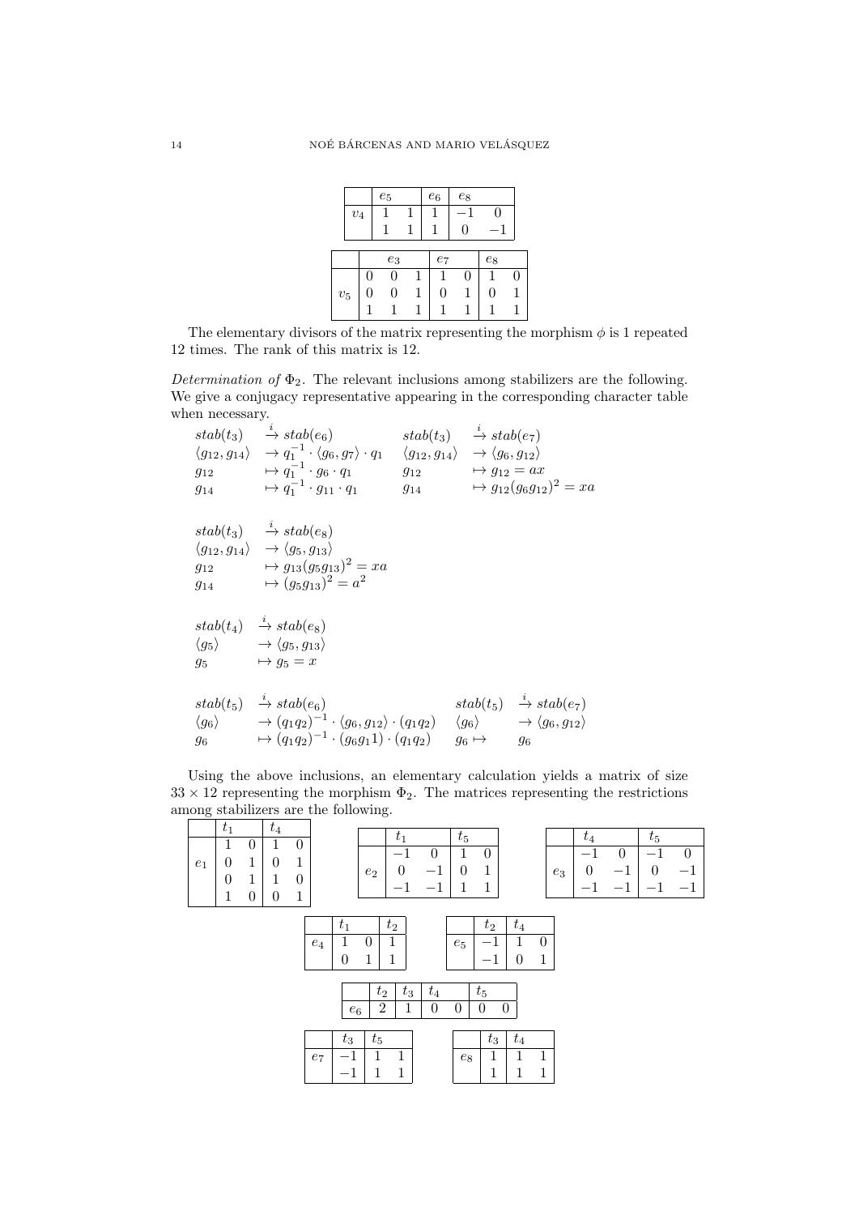|  | $e_5$ |  | $e_6$ | $e_8$ |  |
|---|---|---|---|---|---|
| $v_4$ | 1 | 1 | 1 | $-1$ | 0 |
|  | 1 | 1 | 1 | 0 | $-1$ |

|  | $e_3$ |  |  | $e_7$ |  | $e_8$ |  |
|---|---|---|---|---|---|---|---|
|  | 0 | 0 | 1 | 1 | 0 | 1 | 0 |
| $v_5$ | 0 | 0 | 1 | 0 | 1 | 0 | 1 |
|  | 1 | 1 | 1 | 1 | 1 | 1 | 1 |

The elementary divisors of the matrix representing the morphism $\phi$ is 1 repeated 12 times. The rank of this matrix is 12.

*Determination of* $\Phi_2$. The relevant inclusions among stabilizers are the following. We give a conjugacy representative appearing in the corresponding character table when necessary.

$$
\begin{array}{llll}
stab(t_3) & \xrightarrow{i} stab(e_6) & stab(t_3) & \xrightarrow{i} stab(e_7) \\
\langle g_{12}, g_{14}\rangle & \to q_1^{-1} \cdot \langle g_6, g_7\rangle \cdot q_1 & \langle g_{12}, g_{14}\rangle & \to \langle g_6, g_{12}\rangle \\
g_{12} & \mapsto q_1^{-1} \cdot g_6 \cdot q_1 & g_{12} & \mapsto g_{12} = ax \\
g_{14} & \mapsto q_1^{-1} \cdot g_{11} \cdot q_1 & g_{14} & \mapsto g_{12}(g_6 g_{12})^2 = xa
\end{array}
$$

$$
\begin{array}{ll}
stab(t_3) & \xrightarrow{i} stab(e_8) \\
\langle g_{12}, g_{14}\rangle & \to \langle g_5, g_{13}\rangle \\
g_{12} & \mapsto g_{13}(g_5 g_{13})^2 = xa \\
g_{14} & \mapsto (g_5 g_{13})^2 = a^2
\end{array}
$$

$$
\begin{array}{ll}
stab(t_4) & \xrightarrow{i} stab(e_8) \\
\langle g_5\rangle & \to \langle g_5, g_{13}\rangle \\
g_5 & \mapsto g_5 = x
\end{array}
$$

$$
\begin{array}{llll}
stab(t_5) & \xrightarrow{i} stab(e_6) & stab(t_5) & \xrightarrow{i} stab(e_7) \\
\langle g_6\rangle & \to (q_1 q_2)^{-1} \cdot \langle g_6, g_{12}\rangle \cdot (q_1 q_2) & \langle g_6\rangle & \to \langle g_6, g_{12}\rangle \\
g_6 & \mapsto (q_1 q_2)^{-1} \cdot (g_6 g_1 1) \cdot (q_1 q_2) & g_6 \mapsto & g_6
\end{array}
$$

Using the above inclusions, an elementary calculation yields a matrix of size $33 \times 12$ representing the morphism $\Phi_2$. The matrices representing the restrictions among stabilizers are the following.

|  | $t_1$ |  | $t_4$ |  |
|---|---|---|---|---|
|  | 1 | 0 | 1 | 0 |
| $e_1$ | 0 | 1 | 0 | 1 |
|  | 0 | 1 | 1 | 0 |
|  | 1 | 0 | 0 | 1 |

|  | $t_1$ |  | $t_5$ |  |
|---|---|---|---|---|
|  | $-1$ | 0 | 1 | 0 |
| $e_2$ | 0 | $-1$ | 0 | 1 |
|  | $-1$ | $-1$ | 1 | 1 |

|  | $t_4$ |  | $t_5$ |  |
|---|---|---|---|---|
|  | $-1$ | 0 | $-1$ | 0 |
| $e_3$ | 0 | $-1$ | 0 | $-1$ |
|  | $-1$ | $-1$ | $-1$ | $-1$ |

|  | $t_1$ |  | $t_2$ |
|---|---|---|---|
| $e_4$ | 1 | 0 | 1 |
|  | 0 | 1 | 1 |

|  | $t_2$ | $t_4$ |  |
|---|---|---|---|
| $e_5$ | $-1$ | 1 | 0 |
|  | $-1$ | 0 | 1 |

|  | $t_2$ | $t_3$ | $t_4$ |  | $t_5$ |  |
|---|---|---|---|---|---|---|
| $e_6$ | 2 | 1 | 0 | 0 | 0 | 0 |

|  | $t_3$ | $t_5$ |  |
|---|---|---|---|
| $e_7$ | $-1$ | 1 | 1 |
|  | $-1$ | 1 | 1 |

|  | $t_3$ | $t_4$ |  |
|---|---|---|---|
| $e_8$ | 1 | 1 | 1 |
|  | 1 | 1 | 1 |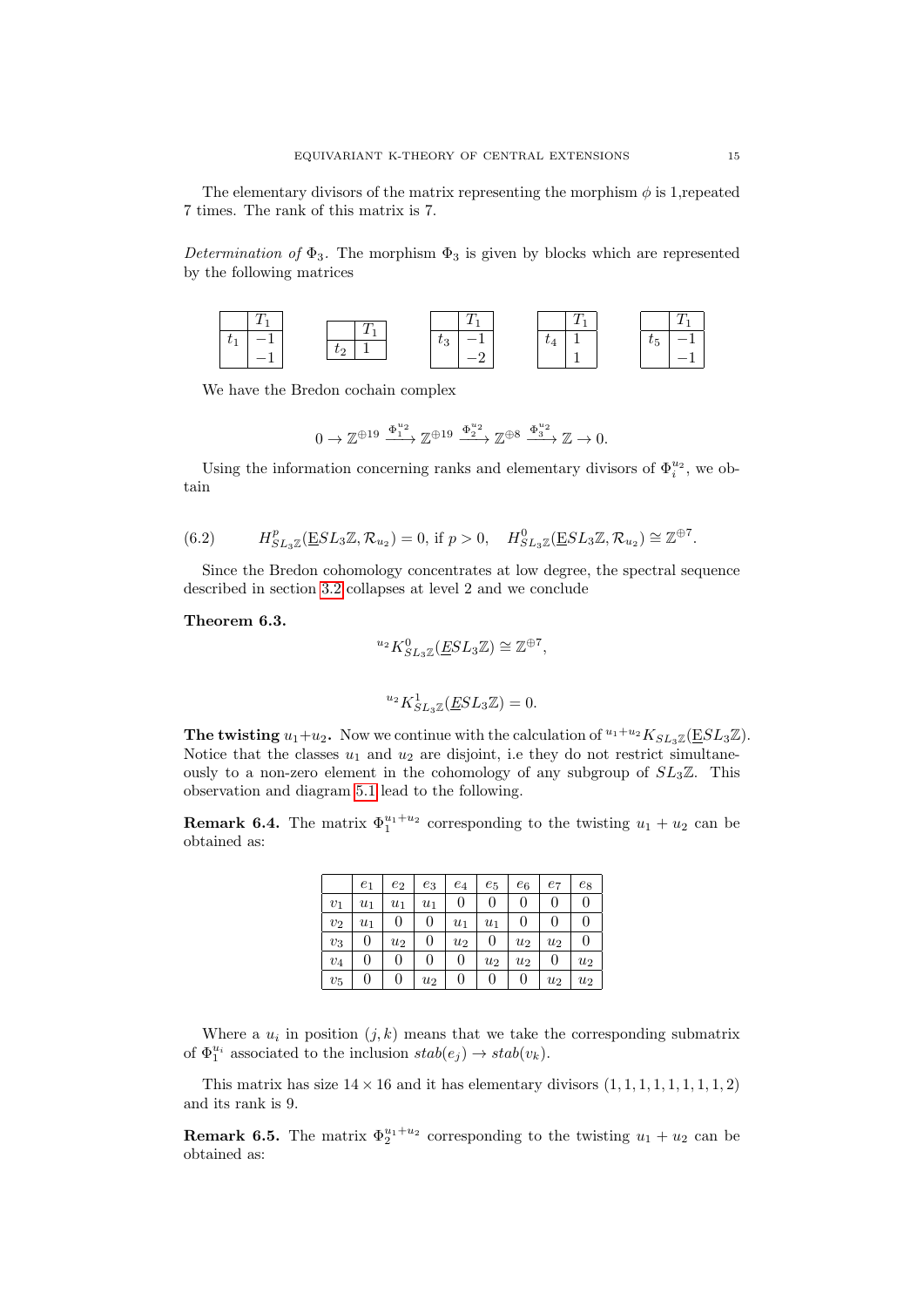The elementary divisors of the matrix representing the morphism $\phi$ is 1,repeated 7 times. The rank of this matrix is 7.

*Determination of* $\Phi_3$. The morphism $\Phi_3$ is given by blocks which are represented by the following matrices

|  | $T_1$ |
|---|---|
| $t_1$ | $-1$ |
|  | $-1$ |

|  | $T_1$ |
|---|---|
| $t_2$ | $1$ |

|  | $T_1$ |
|---|---|
| $t_3$ | $-1$ |
|  | $-2$ |

|  | $T_1$ |
|---|---|
| $t_4$ | $1$ |
|  | $1$ |

|  | $T_1$ |
|---|---|
| $t_5$ | $-1$ |
|  | $-1$ |

We have the Bredon cochain complex

$$0 \to \mathbb{Z}^{\oplus 19} \xrightarrow{\Phi_1^{u_2}} \mathbb{Z}^{\oplus 19} \xrightarrow{\Phi_2^{u_2}} \mathbb{Z}^{\oplus 8} \xrightarrow{\Phi_3^{u_2}} \mathbb{Z} \to 0.$$

Using the information concerning ranks and elementary divisors of $\Phi_i^{u_2}$, we obtain

$$H^p_{SL_3\mathbb{Z}}(\underline{E}SL_3\mathbb{Z}, \mathcal{R}_{u_2}) = 0, \text{ if } p > 0, \quad H^0_{SL_3\mathbb{Z}}(\underline{E}SL_3\mathbb{Z}, \mathcal{R}_{u_2}) \cong \mathbb{Z}^{\oplus 7}. \tag{6.2}$$

Since the Bredon cohomology concentrates at low degree, the spectral sequence described in section 3.2 collapses at level 2 and we conclude

**Theorem 6.3.**

$${}^{u_2}K^0_{SL_3\mathbb{Z}}(\underline{E}SL_3\mathbb{Z}) \cong \mathbb{Z}^{\oplus 7},$$

$${}^{u_2}K^1_{SL_3\mathbb{Z}}(\underline{E}SL_3\mathbb{Z}) = 0.$$

**The twisting $u_1 + u_2$.** Now we continue with the calculation of ${}^{u_1+u_2}K_{SL_3\mathbb{Z}}(\underline{E}SL_3\mathbb{Z})$. Notice that the classes $u_1$ and $u_2$ are disjoint, i.e they do not restrict simultaneously to a non-zero element in the cohomology of any subgroup of $SL_3\mathbb{Z}$. This observation and diagram 5.1 lead to the following.

**Remark 6.4.** The matrix $\Phi_1^{u_1+u_2}$ corresponding to the twisting $u_1 + u_2$ can be obtained as:

|  | $e_1$ | $e_2$ | $e_3$ | $e_4$ | $e_5$ | $e_6$ | $e_7$ | $e_8$ |
|---|---|---|---|---|---|---|---|---|
| $v_1$ | $u_1$ | $u_1$ | $u_1$ | 0 | 0 | 0 | 0 | 0 |
| $v_2$ | $u_1$ | 0 | 0 | $u_1$ | $u_1$ | 0 | 0 | 0 |
| $v_3$ | 0 | $u_2$ | 0 | $u_2$ | 0 | $u_2$ | $u_2$ | 0 |
| $v_4$ | 0 | 0 | 0 | 0 | $u_2$ | $u_2$ | 0 | $u_2$ |
| $v_5$ | 0 | 0 | $u_2$ | 0 | 0 | 0 | $u_2$ | $u_2$ |

Where a $u_i$ in position $(j, k)$ means that we take the corresponding submatrix of $\Phi_1^{u_i}$ associated to the inclusion $stab(e_j) \to stab(v_k)$.

This matrix has size $14 \times 16$ and it has elementary divisors $(1, 1, 1, 1, 1, 1, 1, 1, 2)$ and its rank is 9.

**Remark 6.5.** The matrix $\Phi_2^{u_1+u_2}$ corresponding to the twisting $u_1 + u_2$ can be obtained as: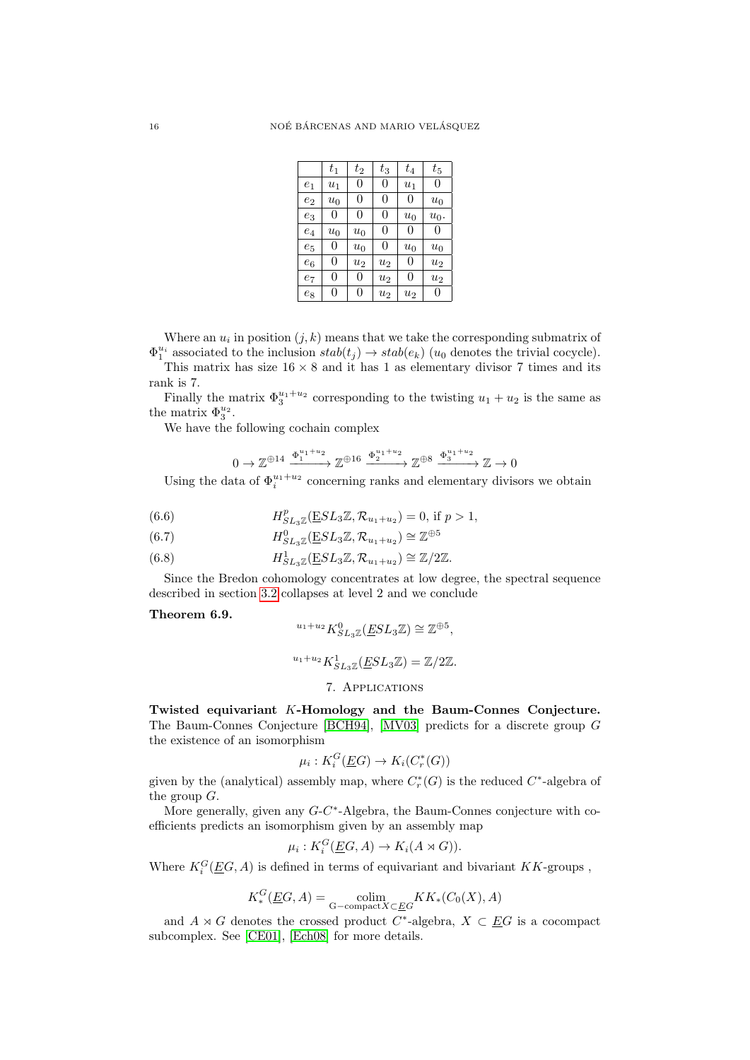|  | $t_1$ | $t_2$ | $t_3$ | $t_4$ | $t_5$ |
|---|---|---|---|---|---|
| $e_1$ | $u_1$ | 0 | 0 | $u_1$ | 0 |
| $e_2$ | $u_0$ | 0 | 0 | 0 | $u_0$ |
| $e_3$ | 0 | 0 | 0 | $u_0$ | $u_0$. |
| $e_4$ | $u_0$ | $u_0$ | 0 | 0 | 0 |
| $e_5$ | 0 | $u_0$ | 0 | $u_0$ | $u_0$ |
| $e_6$ | 0 | $u_2$ | $u_2$ | 0 | $u_2$ |
| $e_7$ | 0 | 0 | $u_2$ | 0 | $u_2$ |
| $e_8$ | 0 | 0 | $u_2$ | $u_2$ | 0 |

Where an $u_i$ in position $(j,k)$ means that we take the corresponding submatrix of $\Phi_1^{u_i}$ associated to the inclusion $stab(t_j) \to stab(e_k)$ ($u_0$ denotes the trivial cocycle).

This matrix has size $16 \times 8$ and it has 1 as elementary divisor 7 times and its rank is 7.

Finally the matrix $\Phi_3^{u_1+u_2}$ corresponding to the twisting $u_1 + u_2$ is the same as the matrix $\Phi_3^{u_2}$.

We have the following cochain complex

$$0 \to \mathbb{Z}^{\oplus 14} \xrightarrow{\Phi_1^{u_1+u_2}} \mathbb{Z}^{\oplus 16} \xrightarrow{\Phi_2^{u_1+u_2}} \mathbb{Z}^{\oplus 8} \xrightarrow{\Phi_3^{u_1+u_2}} \mathbb{Z} \to 0$$

Using the data of $\Phi_i^{u_1+u_2}$ concerning ranks and elementary divisors we obtain

$$H^p_{SL_3\mathbb{Z}}(\underline{E}SL_3\mathbb{Z}, \mathcal{R}_{u_1+u_2}) = 0, \text{ if } p > 1, \tag{6.6}$$

$$H^0_{SL_3\mathbb{Z}}(\underline{E}SL_3\mathbb{Z}, \mathcal{R}_{u_1+u_2}) \cong \mathbb{Z}^{\oplus 5} \tag{6.7}$$

$$H^1_{SL_3\mathbb{Z}}(\underline{E}SL_3\mathbb{Z}, \mathcal{R}_{u_1+u_2}) \cong \mathbb{Z}/2\mathbb{Z}. \tag{6.8}$$

Since the Bredon cohomology concentrates at low degree, the spectral sequence described in section 3.2 collapses at level 2 and we conclude

**Theorem 6.9.**

$${}^{u_1+u_2}K^0_{SL_3\mathbb{Z}}(\underline{E}SL_3\mathbb{Z}) \cong \mathbb{Z}^{\oplus 5},$$

$${}^{u_1+u_2}K^1_{SL_3\mathbb{Z}}(\underline{E}SL_3\mathbb{Z}) = \mathbb{Z}/2\mathbb{Z}.$$

## 7. Applications

**Twisted equivariant $K$-Homology and the Baum-Connes Conjecture.** The Baum-Connes Conjecture [BCH94], [MV03] predicts for a discrete group $G$ the existence of an isomorphism

$$\mu_i : K_i^G(\underline{E}G) \to K_i(C_r^*(G))$$

given by the (analytical) assembly map, where $C_r^*(G)$ is the reduced $C^*$-algebra of the group $G$.

More generally, given any $G$-$C^*$-Algebra, the Baum-Connes conjecture with coefficients predicts an isomorphism given by an assembly map

$$\mu_i : K_i^G(\underline{E}G, A) \to K_i(A \rtimes G)).$$

Where $K_i^G(\underline{E}G, A)$ is defined in terms of equivariant and bivariant $KK$-groups ,

$$K_*^G(\underline{E}G, A) = \underset{\text{G}-\text{compact}X\subset\underline{E}G}{\operatorname{colim}} KK_*(C_0(X), A)$$

and $A \rtimes G$ denotes the crossed product $C^*$-algebra, $X \subset \underline{E}G$ is a cocompact subcomplex. See [CE01], [Ech08] for more details.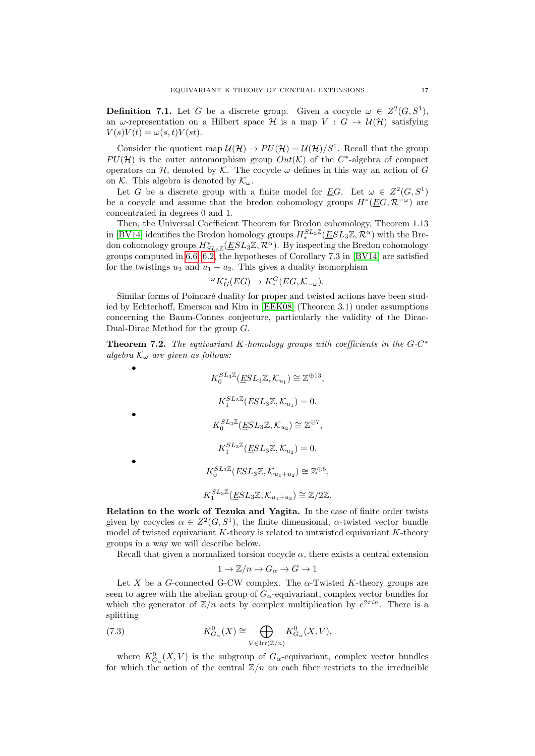**Definition 7.1.** Let $G$ be a discrete group. Given a cocycle $\omega \in Z^2(G, S^1)$, an $\omega$-representation on a Hilbert space $\mathcal{H}$ is a map $V : G \to \mathcal{U}(\mathcal{H})$ satisfying $V(s)V(t) = \omega(s,t)V(st)$.

Consider the quotient map $\mathcal{U}(\mathcal{H}) \to PU(\mathcal{H}) = \mathcal{U}(\mathcal{H})/S^1$. Recall that the group $PU(\mathcal{H})$ is the outer automorphism group $Out(\mathcal{K})$ of the $C^*$-algebra of compact operators on $\mathcal{H}$, denoted by $\mathcal{K}$. The cocycle $\omega$ defines in this way an action of $G$ on $\mathcal{K}$. This algebra is denoted by $\mathcal{K}_\omega$.

Let $G$ be a discrete group with a finite model for $\underline{E}G$. Let $\omega \in Z^2(G, S^1)$ be a cocycle and assume that the bredon cohomology groups $H^*(\underline{E}G, \mathcal{R}^{-\omega})$ are concentrated in degrees 0 and 1.

Then, the Universal Coefficient Theorem for Bredon cohomology, Theorem 1.13 in [BV14] identifies the Bredon homology groups $H_*^{SL_3\mathbb{Z}}(\underline{E}SL_3\mathbb{Z}, \mathcal{R}^\alpha)$ with the Bredon cohomology groups $H^*_{SL_3\mathbb{Z}}(\underline{E}SL_3\mathbb{Z}, \mathcal{R}^\alpha)$. By inspecting the Bredon cohomology groups computed in 6.6, 6.2, the hypotheses of Corollary 7.3 in [BV14] are satisfied for the twistings $u_2$ and $u_1 + u_2$. This gives a duality isomorphism

$$^{\omega}K^*_G(\underline{E}G) \to K^G_*(\underline{E}G, \mathcal{K}_{-\omega}).$$

Similar forms of Poincaré duality for proper and twisted actions have been studied by Echterhoff, Emerson and Kim in [EEK08] (Theorem 3.1) under assumptions concerning the Baum-Connes conjecture, particularly the validity of the Dirac-Dual-Dirac Method for the group $G$.

**Theorem 7.2.** *The equivariant K-homology groups with coefficients in the $G$-$C^*$ algebra $\mathcal{K}_\omega$ are given as follows:*

- $$K_0^{SL_3\mathbb{Z}}(\underline{E}SL_3\mathbb{Z}, \mathcal{K}_{u_1}) \cong \mathbb{Z}^{\oplus 13},$$
  $$K_1^{SL_3\mathbb{Z}}(\underline{E}SL_3\mathbb{Z}, \mathcal{K}_{u_1}) = 0.$$
- $$K_0^{SL_3\mathbb{Z}}(\underline{E}SL_3\mathbb{Z}, \mathcal{K}_{u_2}) \cong \mathbb{Z}^{\oplus 7},$$
  $$K_1^{SL_3\mathbb{Z}}(\underline{E}SL_3\mathbb{Z}, \mathcal{K}_{u_2}) = 0.$$
- $$K_0^{SL_3\mathbb{Z}}(\underline{E}SL_3\mathbb{Z}, \mathcal{K}_{u_1+u_2}) \cong \mathbb{Z}^{\oplus 5},$$
  $$K_1^{SL_3\mathbb{Z}}(\underline{E}SL_3\mathbb{Z}, \mathcal{K}_{u_1+u_2}) \cong \mathbb{Z}/2\mathbb{Z}.$$

**Relation to the work of Tezuka and Yagita.** In the case of finite order twists given by cocycles $\alpha \in Z^2(G, S^1)$, the finite dimensional, $\alpha$-twisted vector bundle model of twisted equivariant $K$-theory is related to untwisted equivariant $K$-theory groups in a way we will describe below.

Recall that given a normalized torsion cocycle $\alpha$, there exists a central extension

$$1 \to \mathbb{Z}/n \to G_\alpha \to G \to 1$$

Let $X$ be a $G$-connected G-CW complex. The $\alpha$-Twisted $K$-theory groups are seen to agree with the abelian group of $G_\alpha$-equivariant, complex vector bundles for which the generator of $\mathbb{Z}/n$ acts by complex multiplication by $e^{2\pi i n}$. There is a splitting

$$K^0_{G_\alpha}(X) \cong \bigoplus_{V \in \mathrm{Irr}(\mathbb{Z}/n)} K^0_{G_\alpha}(X, V), \tag{7.3}$$

where $K^0_{G_\alpha}(X, V)$ is the subgroup of $G_\alpha$-equivariant, complex vector bundles for which the action of the central $\mathbb{Z}/n$ on each fiber restricts to the irreducible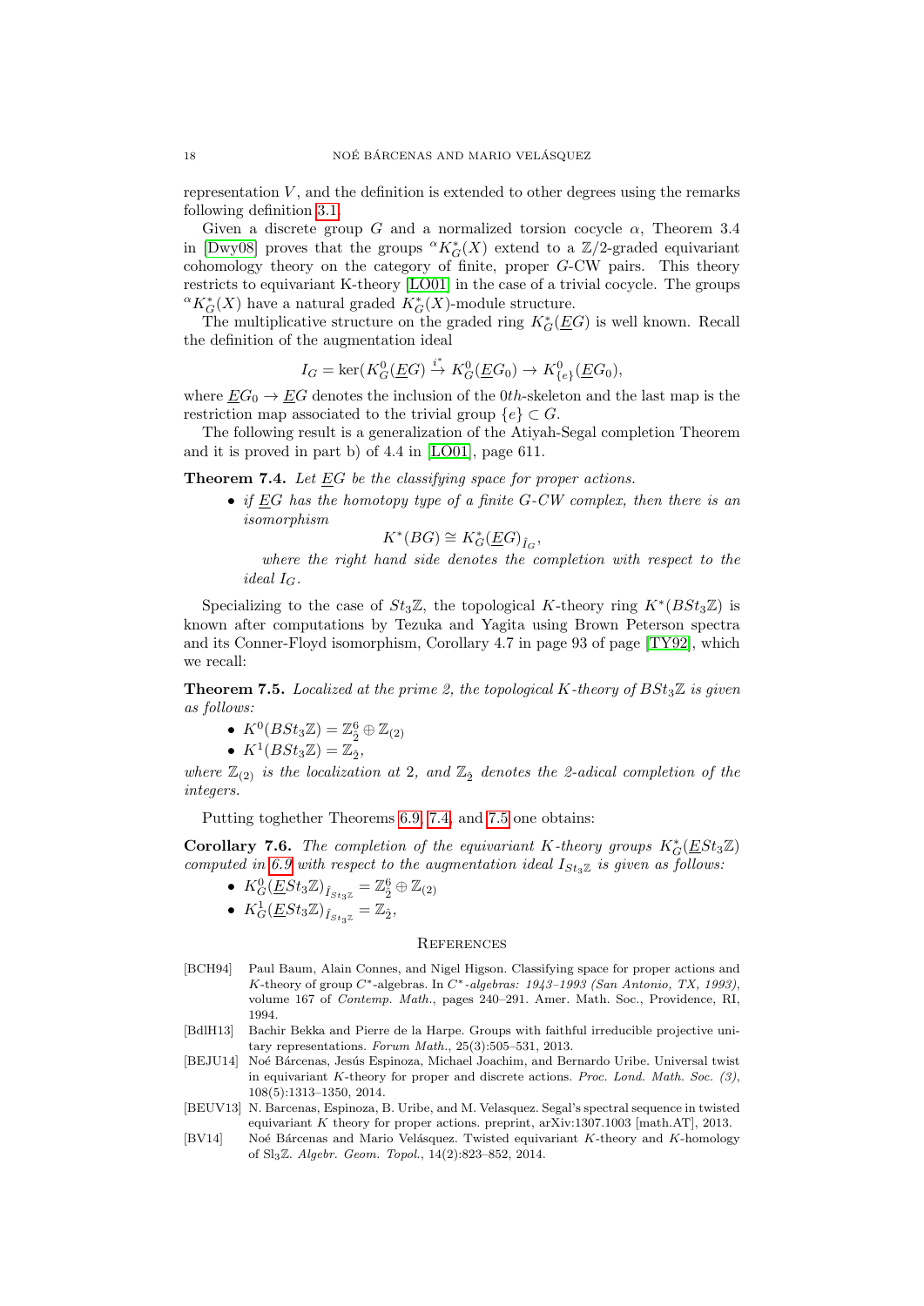representation $V$, and the definition is extended to other degrees using the remarks following definition 3.1.

Given a discrete group $G$ and a normalized torsion cocycle $\alpha$, Theorem 3.4 in [Dwy08] proves that the groups ${}^{\alpha}K_G^*(X)$ extend to a $\mathbb{Z}/2$-graded equivariant cohomology theory on the category of finite, proper $G$-CW pairs. This theory restricts to equivariant K-theory [LO01] in the case of a trivial cocycle. The groups ${}^{\alpha}K_G^*(X)$ have a natural graded $K_G^*(X)$-module structure.

The multiplicative structure on the graded ring $K_G^*(\underline{E}G)$ is well known. Recall the definition of the augmentation ideal

$$I_G = \ker(K_G^0(\underline{E}G) \xrightarrow{i^*} K_G^0(\underline{E}G_0) \to K_{\{e\}}^0(\underline{E}G_0),$$

where $\underline{E}G_0 \to \underline{E}G$ denotes the inclusion of the 0*th*-skeleton and the last map is the restriction map associated to the trivial group $\{e\} \subset G$.

The following result is a generalization of the Atiyah-Segal completion Theorem and it is proved in part b) of 4.4 in [LO01], page 611.

**Theorem 7.4.** *Let $\underline{E}G$ be the classifying space for proper actions.*

- *if $\underline{E}G$ has the homotopy type of a finite G-CW complex, then there is an isomorphism*
$$K^*(BG) \cong K_G^*(\underline{E}G)_{\hat{I}_G},$$
*where the right hand side denotes the completion with respect to the ideal $I_G$.*

Specializing to the case of $St_3\mathbb{Z}$, the topological $K$-theory ring $K^*(BSt_3\mathbb{Z})$ is known after computations by Tezuka and Yagita using Brown Peterson spectra and its Conner-Floyd isomorphism, Corollary 4.7 in page 93 of page [TY92], which we recall:

**Theorem 7.5.** *Localized at the prime 2, the topological K-theory of $BSt_3\mathbb{Z}$ is given as follows:*

- $K^0(BSt_3\mathbb{Z}) = \mathbb{Z}_{\hat{2}}^6 \oplus \mathbb{Z}_{(2)}$
- $K^1(BSt_3\mathbb{Z}) = \mathbb{Z}_{\hat{2}}$,

*where $\mathbb{Z}_{(2)}$ is the localization at 2, and $\mathbb{Z}_{\hat{2}}$ denotes the 2-adical completion of the integers.*

Putting toghether Theorems 6.9, 7.4, and 7.5 one obtains:

**Corollary 7.6.** *The completion of the equivariant K-theory groups $K_G^*(\underline{E}St_3\mathbb{Z})$ computed in 6.9 with respect to the augmentation ideal $I_{St_3\mathbb{Z}}$ is given as follows:*

- $K_G^0(\underline{E}St_3\mathbb{Z})_{\hat{I}_{St_3\mathbb{Z}}} = \mathbb{Z}_{\hat{2}}^6 \oplus \mathbb{Z}_{(2)}$
- $K_G^1(\underline{E}St_3\mathbb{Z})_{\hat{I}_{St_3\mathbb{Z}}} = \mathbb{Z}_{\hat{2}}$,

## References

[BCH94] Paul Baum, Alain Connes, and Nigel Higson. Classifying space for proper actions and $K$-theory of group $C^*$-algebras. In *$C^*$-algebras: 1943–1993 (San Antonio, TX, 1993)*, volume 167 of *Contemp. Math.*, pages 240–291. Amer. Math. Soc., Providence, RI, 1994.

[BdlH13] Bachir Bekka and Pierre de la Harpe. Groups with faithful irreducible projective unitary representations. *Forum Math.*, 25(3):505–531, 2013.

[BEJU14] Noé Bárcenas, Jesús Espinoza, Michael Joachim, and Bernardo Uribe. Universal twist in equivariant $K$-theory for proper and discrete actions. *Proc. Lond. Math. Soc. (3)*, 108(5):1313–1350, 2014.

[BEUV13] N. Barcenas, Espinoza, B. Uribe, and M. Velasquez. Segal's spectral sequence in twisted equivariant $K$ theory for proper actions. preprint, arXiv:1307.1003 [math.AT], 2013.

[BV14] Noé Bárcenas and Mario Velásquez. Twisted equivariant $K$-theory and $K$-homology of $\mathrm{Sl}_3\mathbb{Z}$. *Algebr. Geom. Topol.*, 14(2):823–852, 2014.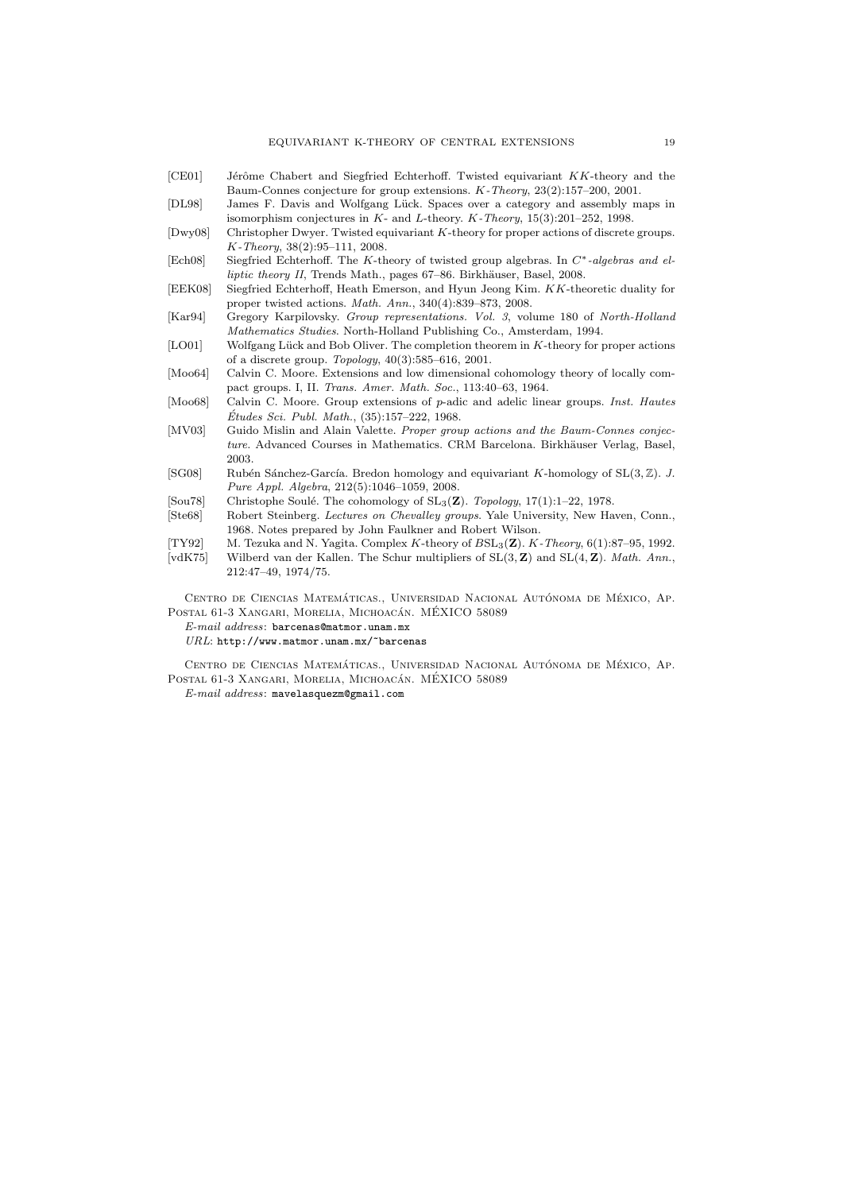[CE01] Jérôme Chabert and Siegfried Echterhoff. Twisted equivariant $KK$-theory and the Baum-Connes conjecture for group extensions. *K-Theory*, 23(2):157–200, 2001.

[DL98] James F. Davis and Wolfgang Lück. Spaces over a category and assembly maps in isomorphism conjectures in $K$- and $L$-theory. *K-Theory*, 15(3):201–252, 1998.

[Dwy08] Christopher Dwyer. Twisted equivariant $K$-theory for proper actions of discrete groups. *K-Theory*, 38(2):95–111, 2008.

[Ech08] Siegfried Echterhoff. The $K$-theory of twisted group algebras. In *$C^*$-algebras and elliptic theory II*, Trends Math., pages 67–86. Birkhäuser, Basel, 2008.

[EEK08] Siegfried Echterhoff, Heath Emerson, and Hyun Jeong Kim. $KK$-theoretic duality for proper twisted actions. *Math. Ann.*, 340(4):839–873, 2008.

[Kar94] Gregory Karpilovsky. *Group representations. Vol. 3*, volume 180 of *North-Holland Mathematics Studies*. North-Holland Publishing Co., Amsterdam, 1994.

[LO01] Wolfgang Lück and Bob Oliver. The completion theorem in $K$-theory for proper actions of a discrete group. *Topology*, 40(3):585–616, 2001.

[Moo64] Calvin C. Moore. Extensions and low dimensional cohomology theory of locally compact groups. I, II. *Trans. Amer. Math. Soc.*, 113:40–63, 1964.

[Moo68] Calvin C. Moore. Group extensions of $p$-adic and adelic linear groups. *Inst. Hautes Études Sci. Publ. Math.*, (35):157–222, 1968.

[MV03] Guido Mislin and Alain Valette. *Proper group actions and the Baum-Connes conjecture*. Advanced Courses in Mathematics. CRM Barcelona. Birkhäuser Verlag, Basel, 2003.

[SG08] Rubén Sánchez-García. Bredon homology and equivariant $K$-homology of $\mathrm{SL}(3,\mathbb{Z})$. *J. Pure Appl. Algebra*, 212(5):1046–1059, 2008.

[Sou78] Christophe Soulé. The cohomology of $\mathrm{SL}_3(\mathbf{Z})$. *Topology*, 17(1):1–22, 1978.

[Ste68] Robert Steinberg. *Lectures on Chevalley groups*. Yale University, New Haven, Conn., 1968. Notes prepared by John Faulkner and Robert Wilson.

[TY92] M. Tezuka and N. Yagita. Complex $K$-theory of $B\mathrm{SL}_3(\mathbf{Z})$. *K-Theory*, 6(1):87–95, 1992.

[vdK75] Wilberd van der Kallen. The Schur multipliers of $\mathrm{SL}(3,\mathbf{Z})$ and $\mathrm{SL}(4,\mathbf{Z})$. *Math. Ann.*, 212:47–49, 1974/75.

Centro de Ciencias Matemáticas., Universidad Nacional Autónoma de México, Ap. Postal 61-3 Xangari, Morelia, Michoacán. MÉXICO 58089

*E-mail address*: barcenas@matmor.unam.mx

*URL*: http://www.matmor.unam.mx/~barcenas

Centro de Ciencias Matemáticas., Universidad Nacional Autónoma de México, Ap. Postal 61-3 Xangari, Morelia, Michoacán. MÉXICO 58089

*E-mail address*: mavelasquezm@gmail.com